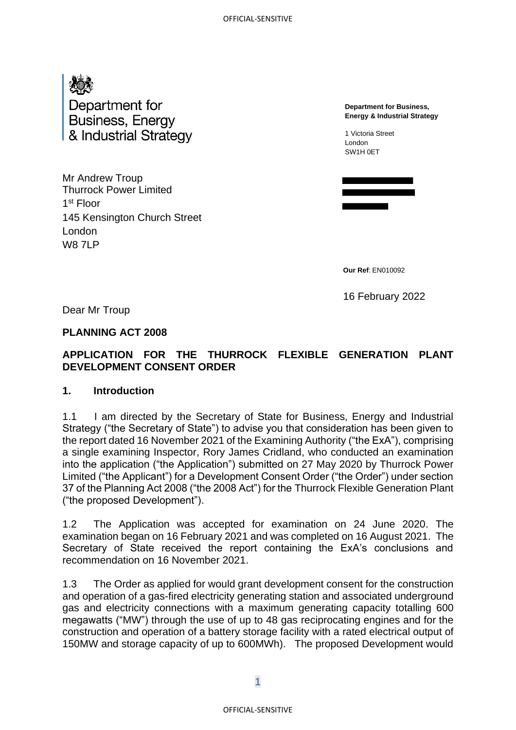Department for Business, Energy & Industrial Strategy

**Department for Business, Energy & Industrial Strategy**

1 Victoria Street
London
SW1H 0ET

Mr Andrew Troup
Thurrock Power Limited
1st Floor
145 Kensington Church Street
London
W8 7LP

**Our Ref**: EN010092

16 February 2022

Dear Mr Troup

**PLANNING ACT 2008**

**APPLICATION FOR THE THURROCK FLEXIBLE GENERATION PLANT DEVELOPMENT CONSENT ORDER**

## 1. Introduction

1.1 I am directed by the Secretary of State for Business, Energy and Industrial Strategy ("the Secretary of State") to advise you that consideration has been given to the report dated 16 November 2021 of the Examining Authority ("the ExA"), comprising a single examining Inspector, Rory James Cridland, who conducted an examination into the application ("the Application") submitted on 27 May 2020 by Thurrock Power Limited ("the Applicant") for a Development Consent Order ("the Order") under section 37 of the Planning Act 2008 ("the 2008 Act") for the Thurrock Flexible Generation Plant ("the proposed Development").

1.2 The Application was accepted for examination on 24 June 2020. The examination began on 16 February 2021 and was completed on 16 August 2021. The Secretary of State received the report containing the ExA's conclusions and recommendation on 16 November 2021.

1.3 The Order as applied for would grant development consent for the construction and operation of a gas-fired electricity generating station and associated underground gas and electricity connections with a maximum generating capacity totalling 600 megawatts ("MW") through the use of up to 48 gas reciprocating engines and for the construction and operation of a battery storage facility with a rated electrical output of 150MW and storage capacity of up to 600MWh). The proposed Development would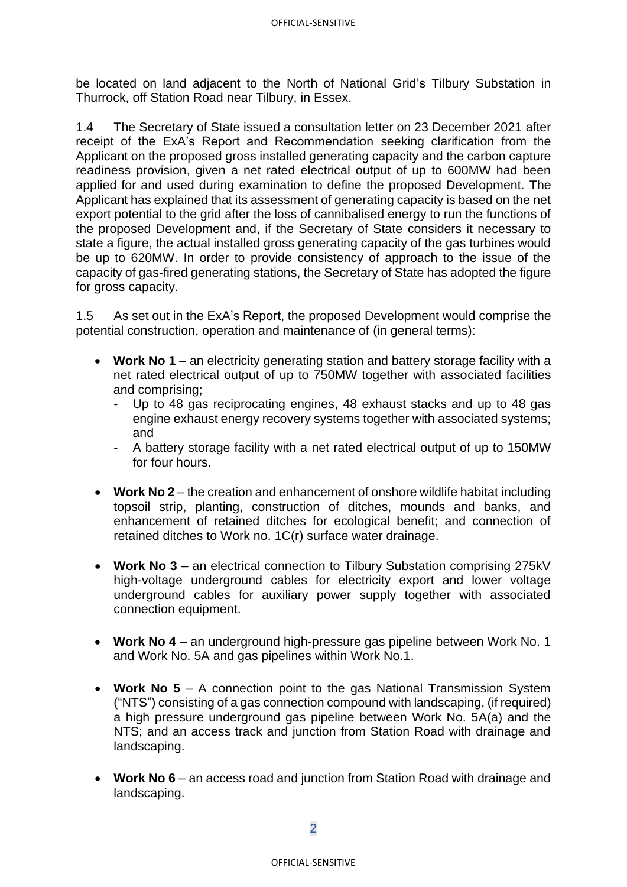be located on land adjacent to the North of National Grid's Tilbury Substation in Thurrock, off Station Road near Tilbury, in Essex.

1.4 The Secretary of State issued a consultation letter on 23 December 2021 after receipt of the ExA's Report and Recommendation seeking clarification from the Applicant on the proposed gross installed generating capacity and the carbon capture readiness provision, given a net rated electrical output of up to 600MW had been applied for and used during examination to define the proposed Development. The Applicant has explained that its assessment of generating capacity is based on the net export potential to the grid after the loss of cannibalised energy to run the functions of the proposed Development and, if the Secretary of State considers it necessary to state a figure, the actual installed gross generating capacity of the gas turbines would be up to 620MW. In order to provide consistency of approach to the issue of the capacity of gas-fired generating stations, the Secretary of State has adopted the figure for gross capacity.

1.5 As set out in the ExA's Report, the proposed Development would comprise the potential construction, operation and maintenance of (in general terms):

- **Work No 1** – an electricity generating station and battery storage facility with a net rated electrical output of up to 750MW together with associated facilities and comprising;
    - Up to 48 gas reciprocating engines, 48 exhaust stacks and up to 48 gas engine exhaust energy recovery systems together with associated systems; and
    - A battery storage facility with a net rated electrical output of up to 150MW for four hours.
- **Work No 2** – the creation and enhancement of onshore wildlife habitat including topsoil strip, planting, construction of ditches, mounds and banks, and enhancement of retained ditches for ecological benefit; and connection of retained ditches to Work no. 1C(r) surface water drainage.
- **Work No 3** – an electrical connection to Tilbury Substation comprising 275kV high-voltage underground cables for electricity export and lower voltage underground cables for auxiliary power supply together with associated connection equipment.
- **Work No 4** – an underground high-pressure gas pipeline between Work No. 1 and Work No. 5A and gas pipelines within Work No.1.
- **Work No 5** – A connection point to the gas National Transmission System ("NTS") consisting of a gas connection compound with landscaping, (if required) a high pressure underground gas pipeline between Work No. 5A(a) and the NTS; and an access track and junction from Station Road with drainage and landscaping.
- **Work No 6** – an access road and junction from Station Road with drainage and landscaping.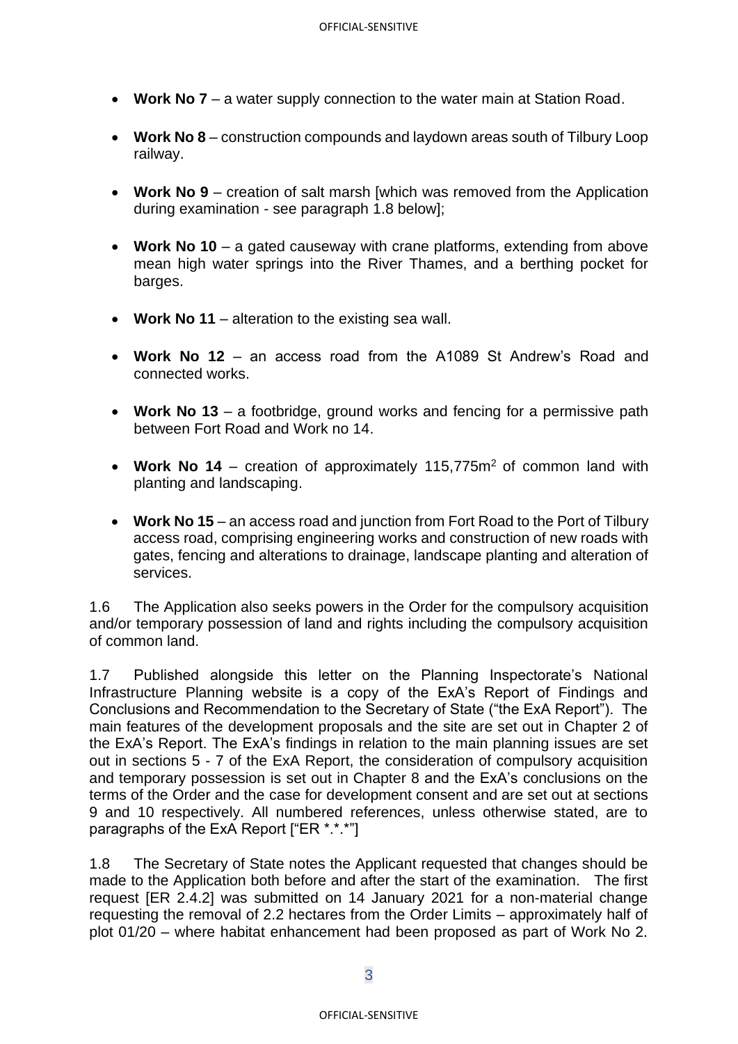- **Work No 7** – a water supply connection to the water main at Station Road.
- **Work No 8** – construction compounds and laydown areas south of Tilbury Loop railway.
- **Work No 9** – creation of salt marsh [which was removed from the Application during examination - see paragraph 1.8 below];
- **Work No 10** – a gated causeway with crane platforms, extending from above mean high water springs into the River Thames, and a berthing pocket for barges.
- **Work No 11** – alteration to the existing sea wall.
- **Work No 12** – an access road from the A1089 St Andrew's Road and connected works.
- **Work No 13** – a footbridge, ground works and fencing for a permissive path between Fort Road and Work no 14.
- **Work No 14** – creation of approximately 115,775m$^2$ of common land with planting and landscaping.
- **Work No 15** – an access road and junction from Fort Road to the Port of Tilbury access road, comprising engineering works and construction of new roads with gates, fencing and alterations to drainage, landscape planting and alteration of services.

1.6 The Application also seeks powers in the Order for the compulsory acquisition and/or temporary possession of land and rights including the compulsory acquisition of common land.

1.7 Published alongside this letter on the Planning Inspectorate's National Infrastructure Planning website is a copy of the ExA's Report of Findings and Conclusions and Recommendation to the Secretary of State ("the ExA Report"). The main features of the development proposals and the site are set out in Chapter 2 of the ExA's Report. The ExA's findings in relation to the main planning issues are set out in sections 5 - 7 of the ExA Report, the consideration of compulsory acquisition and temporary possession is set out in Chapter 8 and the ExA's conclusions on the terms of the Order and the case for development consent and are set out at sections 9 and 10 respectively. All numbered references, unless otherwise stated, are to paragraphs of the ExA Report ["ER *.*.*"]

1.8 The Secretary of State notes the Applicant requested that changes should be made to the Application both before and after the start of the examination. The first request [ER 2.4.2] was submitted on 14 January 2021 for a non-material change requesting the removal of 2.2 hectares from the Order Limits – approximately half of plot 01/20 – where habitat enhancement had been proposed as part of Work No 2.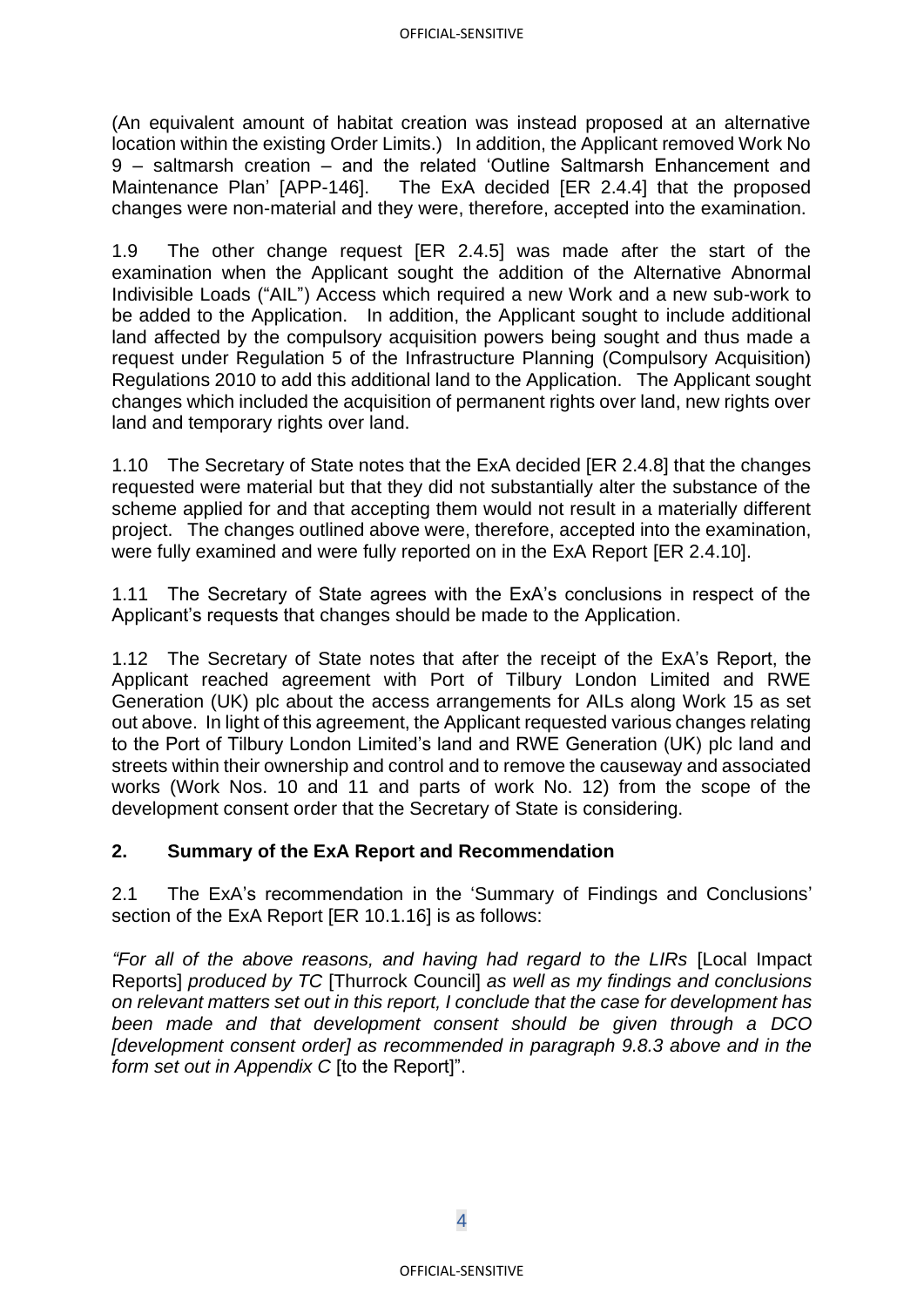(An equivalent amount of habitat creation was instead proposed at an alternative location within the existing Order Limits.) In addition, the Applicant removed Work No 9 – saltmarsh creation – and the related 'Outline Saltmarsh Enhancement and Maintenance Plan' [APP-146]. The ExA decided [ER 2.4.4] that the proposed changes were non-material and they were, therefore, accepted into the examination.

1.9 The other change request [ER 2.4.5] was made after the start of the examination when the Applicant sought the addition of the Alternative Abnormal Indivisible Loads ("AIL") Access which required a new Work and a new sub-work to be added to the Application. In addition, the Applicant sought to include additional land affected by the compulsory acquisition powers being sought and thus made a request under Regulation 5 of the Infrastructure Planning (Compulsory Acquisition) Regulations 2010 to add this additional land to the Application. The Applicant sought changes which included the acquisition of permanent rights over land, new rights over land and temporary rights over land.

1.10 The Secretary of State notes that the ExA decided [ER 2.4.8] that the changes requested were material but that they did not substantially alter the substance of the scheme applied for and that accepting them would not result in a materially different project. The changes outlined above were, therefore, accepted into the examination, were fully examined and were fully reported on in the ExA Report [ER 2.4.10].

1.11 The Secretary of State agrees with the ExA's conclusions in respect of the Applicant's requests that changes should be made to the Application.

1.12 The Secretary of State notes that after the receipt of the ExA's Report, the Applicant reached agreement with Port of Tilbury London Limited and RWE Generation (UK) plc about the access arrangements for AILs along Work 15 as set out above. In light of this agreement, the Applicant requested various changes relating to the Port of Tilbury London Limited's land and RWE Generation (UK) plc land and streets within their ownership and control and to remove the causeway and associated works (Work Nos. 10 and 11 and parts of work No. 12) from the scope of the development consent order that the Secretary of State is considering.

## 2. Summary of the ExA Report and Recommendation

2.1 The ExA's recommendation in the 'Summary of Findings and Conclusions' section of the ExA Report [ER 10.1.16] is as follows:

*"For all of the above reasons, and having had regard to the LIRs* [Local Impact Reports] *produced by TC* [Thurrock Council] *as well as my findings and conclusions on relevant matters set out in this report, I conclude that the case for development has been made and that development consent should be given through a DCO [development consent order] as recommended in paragraph 9.8.3 above and in the form set out in Appendix C* [to the Report]".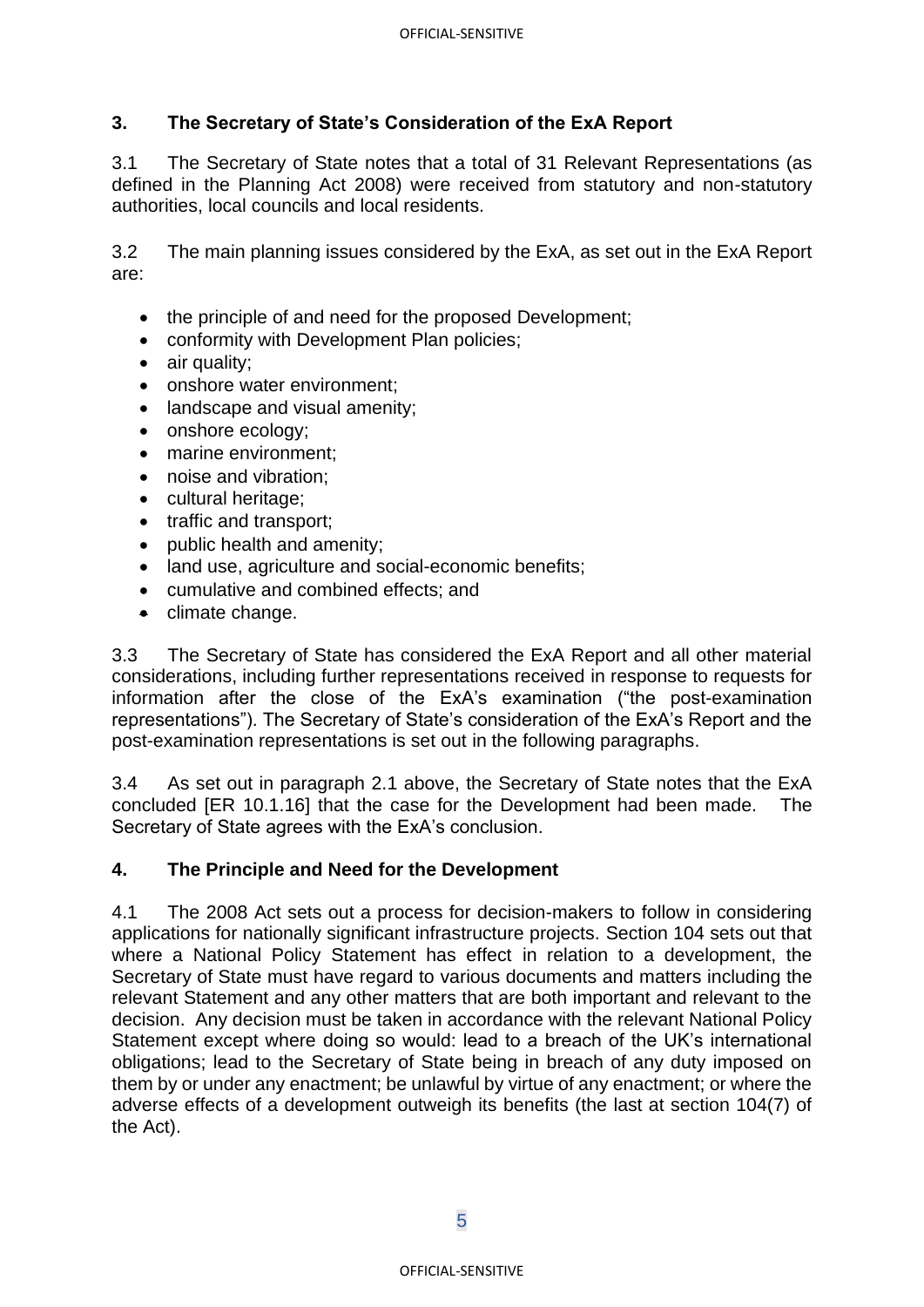## 3. The Secretary of State's Consideration of the ExA Report

3.1 The Secretary of State notes that a total of 31 Relevant Representations (as defined in the Planning Act 2008) were received from statutory and non-statutory authorities, local councils and local residents.

3.2 The main planning issues considered by the ExA, as set out in the ExA Report are:

- the principle of and need for the proposed Development;
- conformity with Development Plan policies;
- air quality;
- onshore water environment;
- landscape and visual amenity;
- onshore ecology;
- marine environment;
- noise and vibration;
- cultural heritage;
- traffic and transport;
- public health and amenity;
- land use, agriculture and social-economic benefits;
- cumulative and combined effects; and
- climate change.

3.3 The Secretary of State has considered the ExA Report and all other material considerations, including further representations received in response to requests for information after the close of the ExA's examination ("the post-examination representations"). The Secretary of State's consideration of the ExA's Report and the post-examination representations is set out in the following paragraphs.

3.4 As set out in paragraph 2.1 above, the Secretary of State notes that the ExA concluded [ER 10.1.16] that the case for the Development had been made. The Secretary of State agrees with the ExA's conclusion.

## 4. The Principle and Need for the Development

4.1 The 2008 Act sets out a process for decision-makers to follow in considering applications for nationally significant infrastructure projects. Section 104 sets out that where a National Policy Statement has effect in relation to a development, the Secretary of State must have regard to various documents and matters including the relevant Statement and any other matters that are both important and relevant to the decision. Any decision must be taken in accordance with the relevant National Policy Statement except where doing so would: lead to a breach of the UK's international obligations; lead to the Secretary of State being in breach of any duty imposed on them by or under any enactment; be unlawful by virtue of any enactment; or where the adverse effects of a development outweigh its benefits (the last at section 104(7) of the Act).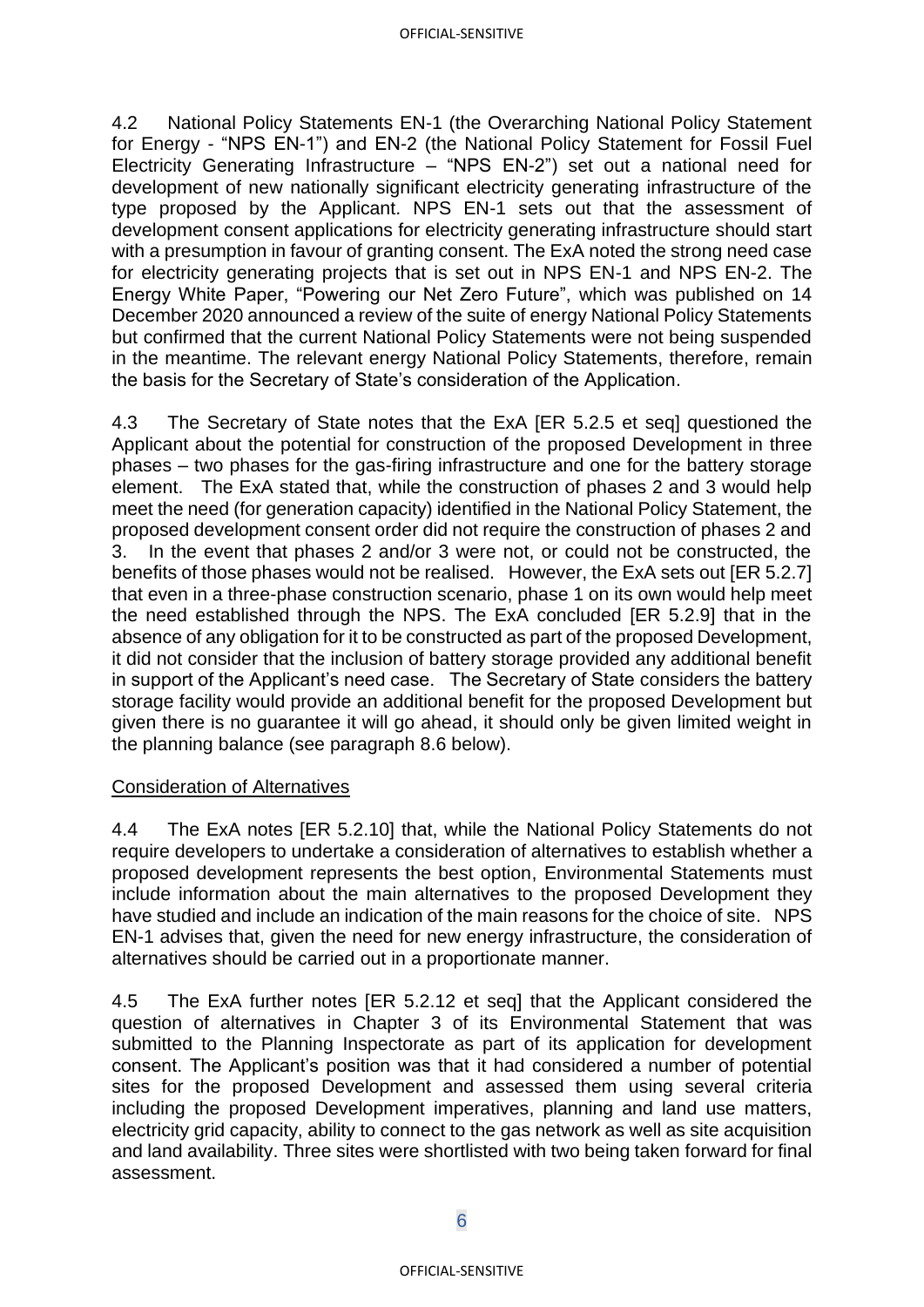4.2 National Policy Statements EN-1 (the Overarching National Policy Statement for Energy - "NPS EN-1") and EN-2 (the National Policy Statement for Fossil Fuel Electricity Generating Infrastructure – "NPS EN-2") set out a national need for development of new nationally significant electricity generating infrastructure of the type proposed by the Applicant. NPS EN-1 sets out that the assessment of development consent applications for electricity generating infrastructure should start with a presumption in favour of granting consent. The ExA noted the strong need case for electricity generating projects that is set out in NPS EN-1 and NPS EN-2. The Energy White Paper, "Powering our Net Zero Future", which was published on 14 December 2020 announced a review of the suite of energy National Policy Statements but confirmed that the current National Policy Statements were not being suspended in the meantime. The relevant energy National Policy Statements, therefore, remain the basis for the Secretary of State's consideration of the Application.

4.3 The Secretary of State notes that the ExA [ER 5.2.5 et seq] questioned the Applicant about the potential for construction of the proposed Development in three phases – two phases for the gas-firing infrastructure and one for the battery storage element. The ExA stated that, while the construction of phases 2 and 3 would help meet the need (for generation capacity) identified in the National Policy Statement, the proposed development consent order did not require the construction of phases 2 and 3. In the event that phases 2 and/or 3 were not, or could not be constructed, the benefits of those phases would not be realised. However, the ExA sets out [ER 5.2.7] that even in a three-phase construction scenario, phase 1 on its own would help meet the need established through the NPS. The ExA concluded [ER 5.2.9] that in the absence of any obligation for it to be constructed as part of the proposed Development, it did not consider that the inclusion of battery storage provided any additional benefit in support of the Applicant's need case. The Secretary of State considers the battery storage facility would provide an additional benefit for the proposed Development but given there is no guarantee it will go ahead, it should only be given limited weight in the planning balance (see paragraph 8.6 below).

## Consideration of Alternatives

4.4 The ExA notes [ER 5.2.10] that, while the National Policy Statements do not require developers to undertake a consideration of alternatives to establish whether a proposed development represents the best option, Environmental Statements must include information about the main alternatives to the proposed Development they have studied and include an indication of the main reasons for the choice of site. NPS EN-1 advises that, given the need for new energy infrastructure, the consideration of alternatives should be carried out in a proportionate manner.

4.5 The ExA further notes [ER 5.2.12 et seq] that the Applicant considered the question of alternatives in Chapter 3 of its Environmental Statement that was submitted to the Planning Inspectorate as part of its application for development consent. The Applicant's position was that it had considered a number of potential sites for the proposed Development and assessed them using several criteria including the proposed Development imperatives, planning and land use matters, electricity grid capacity, ability to connect to the gas network as well as site acquisition and land availability. Three sites were shortlisted with two being taken forward for final assessment.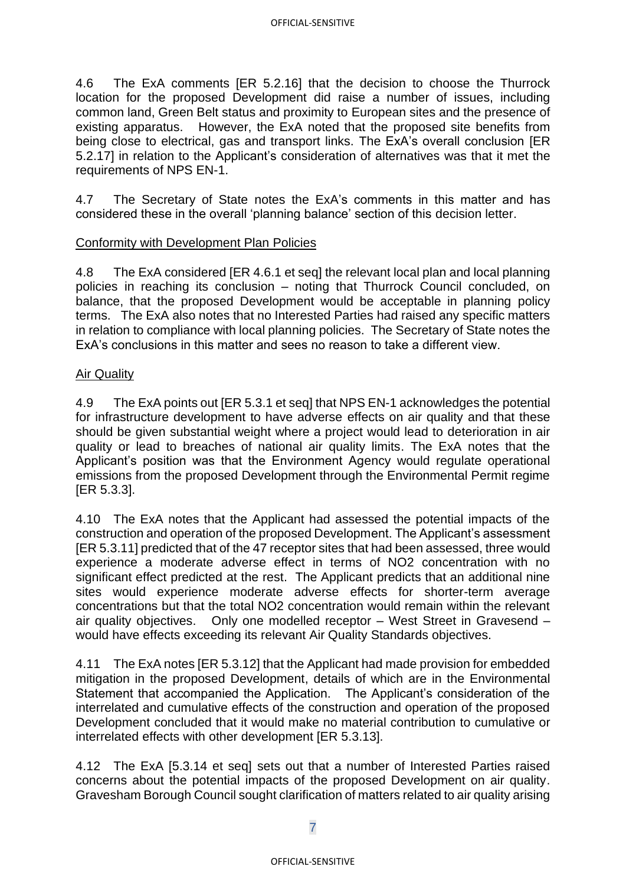4.6 The ExA comments [ER 5.2.16] that the decision to choose the Thurrock location for the proposed Development did raise a number of issues, including common land, Green Belt status and proximity to European sites and the presence of existing apparatus. However, the ExA noted that the proposed site benefits from being close to electrical, gas and transport links. The ExA's overall conclusion [ER 5.2.17] in relation to the Applicant's consideration of alternatives was that it met the requirements of NPS EN-1.

4.7 The Secretary of State notes the ExA's comments in this matter and has considered these in the overall 'planning balance' section of this decision letter.

Conformity with Development Plan Policies

4.8 The ExA considered [ER 4.6.1 et seq] the relevant local plan and local planning policies in reaching its conclusion – noting that Thurrock Council concluded, on balance, that the proposed Development would be acceptable in planning policy terms. The ExA also notes that no Interested Parties had raised any specific matters in relation to compliance with local planning policies. The Secretary of State notes the ExA's conclusions in this matter and sees no reason to take a different view.

Air Quality

4.9 The ExA points out [ER 5.3.1 et seq] that NPS EN-1 acknowledges the potential for infrastructure development to have adverse effects on air quality and that these should be given substantial weight where a project would lead to deterioration in air quality or lead to breaches of national air quality limits. The ExA notes that the Applicant's position was that the Environment Agency would regulate operational emissions from the proposed Development through the Environmental Permit regime [ER 5.3.3].

4.10 The ExA notes that the Applicant had assessed the potential impacts of the construction and operation of the proposed Development. The Applicant's assessment [ER 5.3.11] predicted that of the 47 receptor sites that had been assessed, three would experience a moderate adverse effect in terms of NO2 concentration with no significant effect predicted at the rest. The Applicant predicts that an additional nine sites would experience moderate adverse effects for shorter-term average concentrations but that the total NO2 concentration would remain within the relevant air quality objectives. Only one modelled receptor – West Street in Gravesend – would have effects exceeding its relevant Air Quality Standards objectives.

4.11 The ExA notes [ER 5.3.12] that the Applicant had made provision for embedded mitigation in the proposed Development, details of which are in the Environmental Statement that accompanied the Application. The Applicant's consideration of the interrelated and cumulative effects of the construction and operation of the proposed Development concluded that it would make no material contribution to cumulative or interrelated effects with other development [ER 5.3.13].

4.12 The ExA [5.3.14 et seq] sets out that a number of Interested Parties raised concerns about the potential impacts of the proposed Development on air quality. Gravesham Borough Council sought clarification of matters related to air quality arising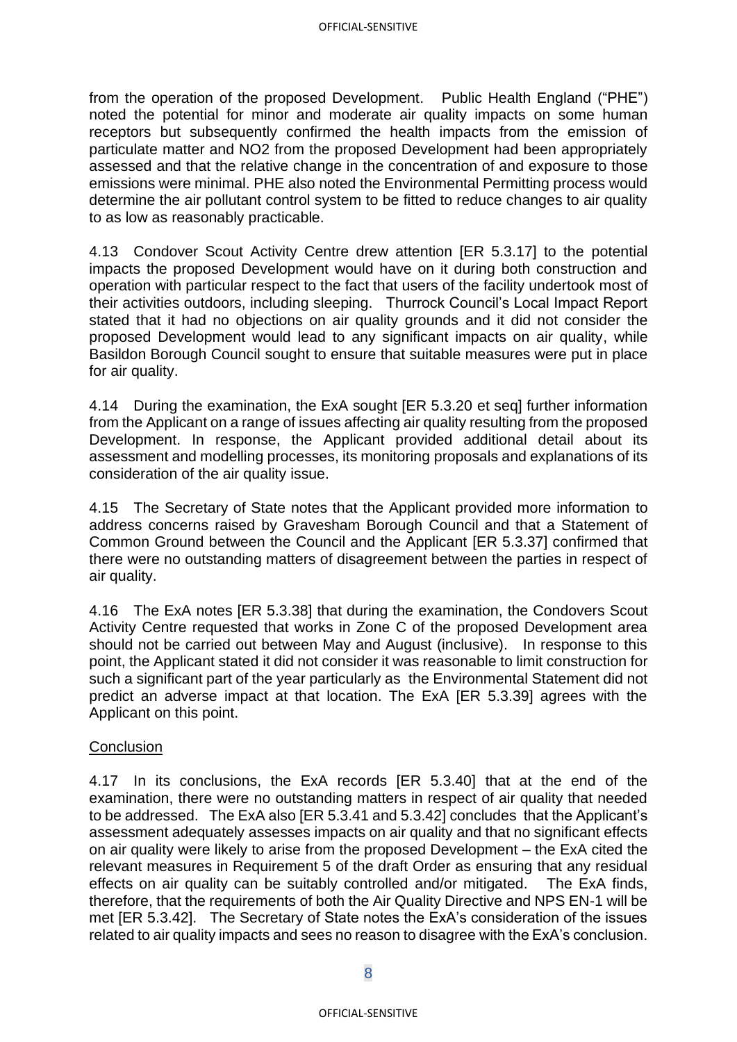from the operation of the proposed Development. Public Health England ("PHE") noted the potential for minor and moderate air quality impacts on some human receptors but subsequently confirmed the health impacts from the emission of particulate matter and $NO_2$ from the proposed Development had been appropriately assessed and that the relative change in the concentration of and exposure to those emissions were minimal. PHE also noted the Environmental Permitting process would determine the air pollutant control system to be fitted to reduce changes to air quality to as low as reasonably practicable.

4.13 Condover Scout Activity Centre drew attention [ER 5.3.17] to the potential impacts the proposed Development would have on it during both construction and operation with particular respect to the fact that users of the facility undertook most of their activities outdoors, including sleeping. Thurrock Council's Local Impact Report stated that it had no objections on air quality grounds and it did not consider the proposed Development would lead to any significant impacts on air quality, while Basildon Borough Council sought to ensure that suitable measures were put in place for air quality.

4.14 During the examination, the ExA sought [ER 5.3.20 et seq] further information from the Applicant on a range of issues affecting air quality resulting from the proposed Development. In response, the Applicant provided additional detail about its assessment and modelling processes, its monitoring proposals and explanations of its consideration of the air quality issue.

4.15 The Secretary of State notes that the Applicant provided more information to address concerns raised by Gravesham Borough Council and that a Statement of Common Ground between the Council and the Applicant [ER 5.3.37] confirmed that there were no outstanding matters of disagreement between the parties in respect of air quality.

4.16 The ExA notes [ER 5.3.38] that during the examination, the Condovers Scout Activity Centre requested that works in Zone C of the proposed Development area should not be carried out between May and August (inclusive). In response to this point, the Applicant stated it did not consider it was reasonable to limit construction for such a significant part of the year particularly as the Environmental Statement did not predict an adverse impact at that location. The ExA [ER 5.3.39] agrees with the Applicant on this point.

Conclusion

4.17 In its conclusions, the ExA records [ER 5.3.40] that at the end of the examination, there were no outstanding matters in respect of air quality that needed to be addressed. The ExA also [ER 5.3.41 and 5.3.42] concludes that the Applicant's assessment adequately assesses impacts on air quality and that no significant effects on air quality were likely to arise from the proposed Development – the ExA cited the relevant measures in Requirement 5 of the draft Order as ensuring that any residual effects on air quality can be suitably controlled and/or mitigated. The ExA finds, therefore, that the requirements of both the Air Quality Directive and NPS EN-1 will be met [ER 5.3.42]. The Secretary of State notes the ExA's consideration of the issues related to air quality impacts and sees no reason to disagree with the ExA's conclusion.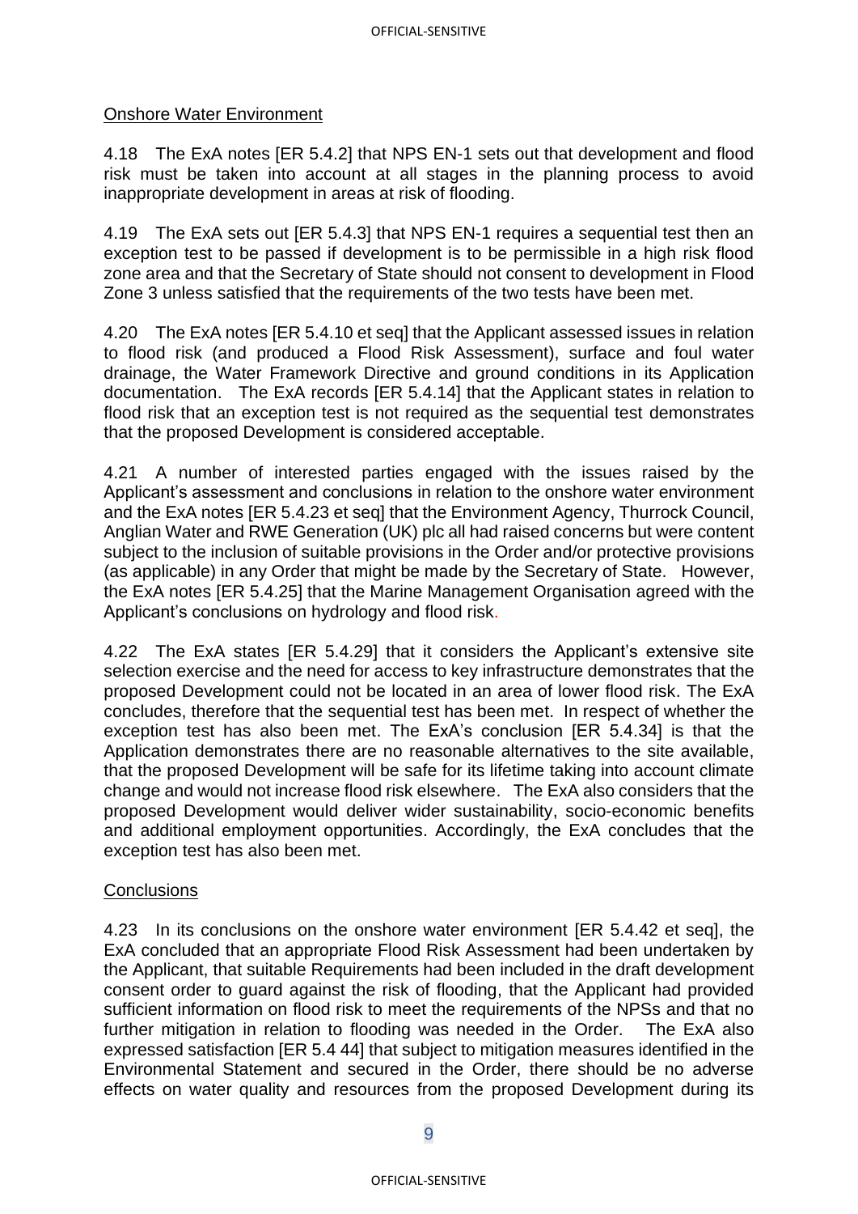Onshore Water Environment

4.18 The ExA notes [ER 5.4.2] that NPS EN-1 sets out that development and flood risk must be taken into account at all stages in the planning process to avoid inappropriate development in areas at risk of flooding.

4.19 The ExA sets out [ER 5.4.3] that NPS EN-1 requires a sequential test then an exception test to be passed if development is to be permissible in a high risk flood zone area and that the Secretary of State should not consent to development in Flood Zone 3 unless satisfied that the requirements of the two tests have been met.

4.20 The ExA notes [ER 5.4.10 et seq] that the Applicant assessed issues in relation to flood risk (and produced a Flood Risk Assessment), surface and foul water drainage, the Water Framework Directive and ground conditions in its Application documentation. The ExA records [ER 5.4.14] that the Applicant states in relation to flood risk that an exception test is not required as the sequential test demonstrates that the proposed Development is considered acceptable.

4.21 A number of interested parties engaged with the issues raised by the Applicant's assessment and conclusions in relation to the onshore water environment and the ExA notes [ER 5.4.23 et seq] that the Environment Agency, Thurrock Council, Anglian Water and RWE Generation (UK) plc all had raised concerns but were content subject to the inclusion of suitable provisions in the Order and/or protective provisions (as applicable) in any Order that might be made by the Secretary of State. However, the ExA notes [ER 5.4.25] that the Marine Management Organisation agreed with the Applicant's conclusions on hydrology and flood risk.

4.22 The ExA states [ER 5.4.29] that it considers the Applicant's extensive site selection exercise and the need for access to key infrastructure demonstrates that the proposed Development could not be located in an area of lower flood risk. The ExA concludes, therefore that the sequential test has been met. In respect of whether the exception test has also been met. The ExA's conclusion [ER 5.4.34] is that the Application demonstrates there are no reasonable alternatives to the site available, that the proposed Development will be safe for its lifetime taking into account climate change and would not increase flood risk elsewhere. The ExA also considers that the proposed Development would deliver wider sustainability, socio-economic benefits and additional employment opportunities. Accordingly, the ExA concludes that the exception test has also been met.

Conclusions

4.23 In its conclusions on the onshore water environment [ER 5.4.42 et seq], the ExA concluded that an appropriate Flood Risk Assessment had been undertaken by the Applicant, that suitable Requirements had been included in the draft development consent order to guard against the risk of flooding, that the Applicant had provided sufficient information on flood risk to meet the requirements of the NPSs and that no further mitigation in relation to flooding was needed in the Order. The ExA also expressed satisfaction [ER 5.4 44] that subject to mitigation measures identified in the Environmental Statement and secured in the Order, there should be no adverse effects on water quality and resources from the proposed Development during its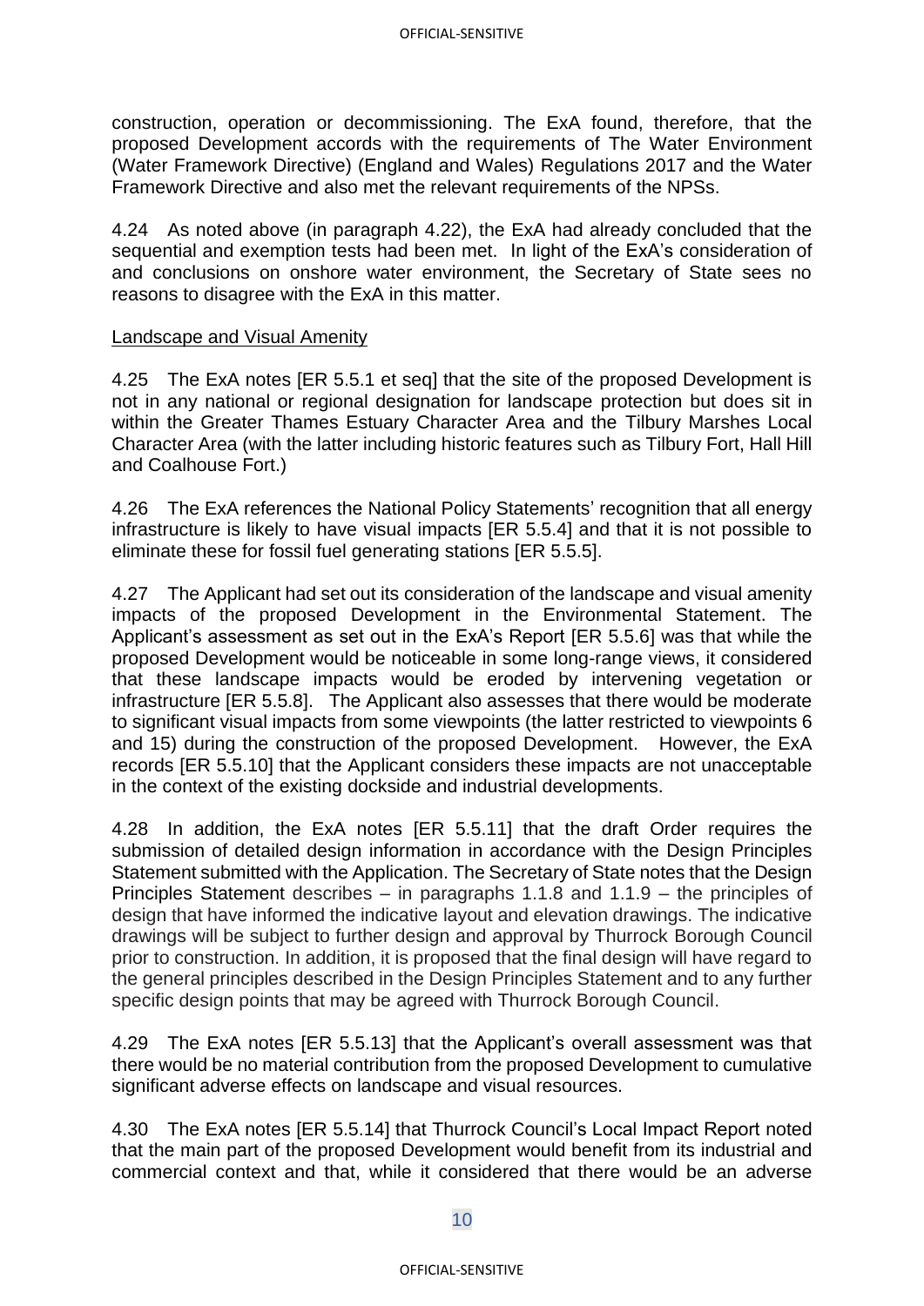construction, operation or decommissioning. The ExA found, therefore, that the proposed Development accords with the requirements of The Water Environment (Water Framework Directive) (England and Wales) Regulations 2017 and the Water Framework Directive and also met the relevant requirements of the NPSs.

4.24 As noted above (in paragraph 4.22), the ExA had already concluded that the sequential and exemption tests had been met. In light of the ExA's consideration of and conclusions on onshore water environment, the Secretary of State sees no reasons to disagree with the ExA in this matter.

Landscape and Visual Amenity

4.25 The ExA notes [ER 5.5.1 et seq] that the site of the proposed Development is not in any national or regional designation for landscape protection but does sit in within the Greater Thames Estuary Character Area and the Tilbury Marshes Local Character Area (with the latter including historic features such as Tilbury Fort, Hall Hill and Coalhouse Fort.)

4.26 The ExA references the National Policy Statements' recognition that all energy infrastructure is likely to have visual impacts [ER 5.5.4] and that it is not possible to eliminate these for fossil fuel generating stations [ER 5.5.5].

4.27 The Applicant had set out its consideration of the landscape and visual amenity impacts of the proposed Development in the Environmental Statement. The Applicant's assessment as set out in the ExA's Report [ER 5.5.6] was that while the proposed Development would be noticeable in some long-range views, it considered that these landscape impacts would be eroded by intervening vegetation or infrastructure [ER 5.5.8]. The Applicant also assesses that there would be moderate to significant visual impacts from some viewpoints (the latter restricted to viewpoints 6 and 15) during the construction of the proposed Development. However, the ExA records [ER 5.5.10] that the Applicant considers these impacts are not unacceptable in the context of the existing dockside and industrial developments.

4.28 In addition, the ExA notes [ER 5.5.11] that the draft Order requires the submission of detailed design information in accordance with the Design Principles Statement submitted with the Application. The Secretary of State notes that the Design Principles Statement describes – in paragraphs 1.1.8 and 1.1.9 – the principles of design that have informed the indicative layout and elevation drawings. The indicative drawings will be subject to further design and approval by Thurrock Borough Council prior to construction. In addition, it is proposed that the final design will have regard to the general principles described in the Design Principles Statement and to any further specific design points that may be agreed with Thurrock Borough Council.

4.29 The ExA notes [ER 5.5.13] that the Applicant's overall assessment was that there would be no material contribution from the proposed Development to cumulative significant adverse effects on landscape and visual resources.

4.30 The ExA notes [ER 5.5.14] that Thurrock Council's Local Impact Report noted that the main part of the proposed Development would benefit from its industrial and commercial context and that, while it considered that there would be an adverse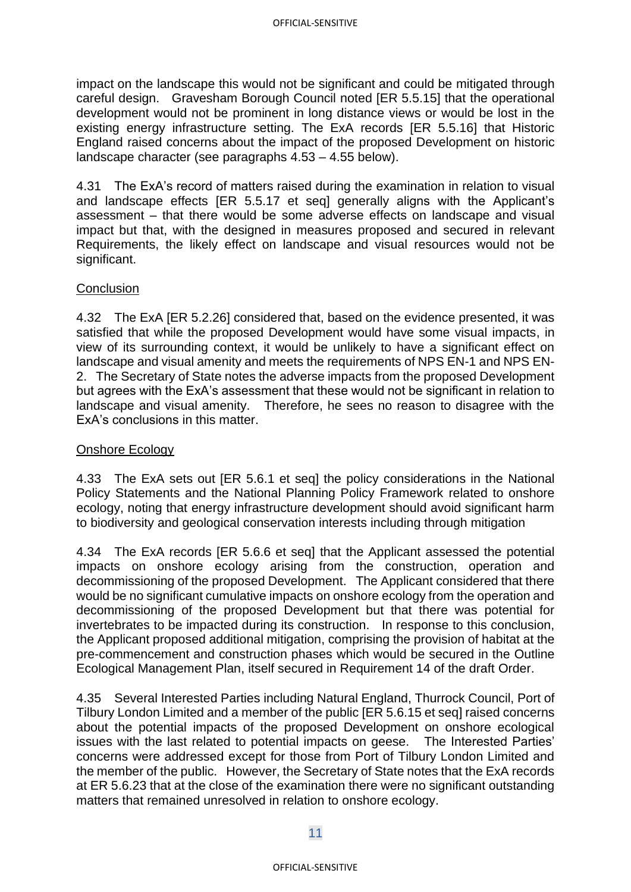impact on the landscape this would not be significant and could be mitigated through careful design. Gravesham Borough Council noted [ER 5.5.15] that the operational development would not be prominent in long distance views or would be lost in the existing energy infrastructure setting. The ExA records [ER 5.5.16] that Historic England raised concerns about the impact of the proposed Development on historic landscape character (see paragraphs 4.53 – 4.55 below).

4.31 The ExA's record of matters raised during the examination in relation to visual and landscape effects [ER 5.5.17 et seq] generally aligns with the Applicant's assessment – that there would be some adverse effects on landscape and visual impact but that, with the designed in measures proposed and secured in relevant Requirements, the likely effect on landscape and visual resources would not be significant.

Conclusion

4.32 The ExA [ER 5.2.26] considered that, based on the evidence presented, it was satisfied that while the proposed Development would have some visual impacts, in view of its surrounding context, it would be unlikely to have a significant effect on landscape and visual amenity and meets the requirements of NPS EN-1 and NPS EN-2. The Secretary of State notes the adverse impacts from the proposed Development but agrees with the ExA's assessment that these would not be significant in relation to landscape and visual amenity. Therefore, he sees no reason to disagree with the ExA's conclusions in this matter.

Onshore Ecology

4.33 The ExA sets out [ER 5.6.1 et seq] the policy considerations in the National Policy Statements and the National Planning Policy Framework related to onshore ecology, noting that energy infrastructure development should avoid significant harm to biodiversity and geological conservation interests including through mitigation

4.34 The ExA records [ER 5.6.6 et seq] that the Applicant assessed the potential impacts on onshore ecology arising from the construction, operation and decommissioning of the proposed Development. The Applicant considered that there would be no significant cumulative impacts on onshore ecology from the operation and decommissioning of the proposed Development but that there was potential for invertebrates to be impacted during its construction. In response to this conclusion, the Applicant proposed additional mitigation, comprising the provision of habitat at the pre-commencement and construction phases which would be secured in the Outline Ecological Management Plan, itself secured in Requirement 14 of the draft Order.

4.35 Several Interested Parties including Natural England, Thurrock Council, Port of Tilbury London Limited and a member of the public [ER 5.6.15 et seq] raised concerns about the potential impacts of the proposed Development on onshore ecological issues with the last related to potential impacts on geese. The Interested Parties' concerns were addressed except for those from Port of Tilbury London Limited and the member of the public. However, the Secretary of State notes that the ExA records at ER 5.6.23 that at the close of the examination there were no significant outstanding matters that remained unresolved in relation to onshore ecology.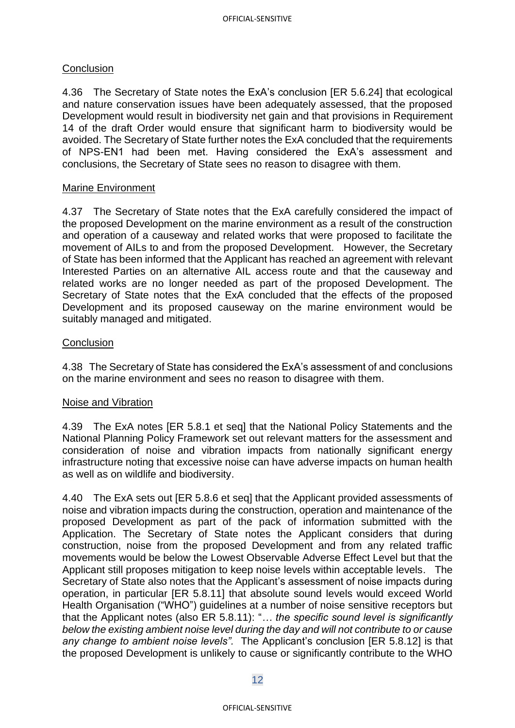Conclusion

4.36 The Secretary of State notes the ExA's conclusion [ER 5.6.24] that ecological and nature conservation issues have been adequately assessed, that the proposed Development would result in biodiversity net gain and that provisions in Requirement 14 of the draft Order would ensure that significant harm to biodiversity would be avoided. The Secretary of State further notes the ExA concluded that the requirements of NPS-EN1 had been met. Having considered the ExA's assessment and conclusions, the Secretary of State sees no reason to disagree with them.

Marine Environment

4.37 The Secretary of State notes that the ExA carefully considered the impact of the proposed Development on the marine environment as a result of the construction and operation of a causeway and related works that were proposed to facilitate the movement of AILs to and from the proposed Development. However, the Secretary of State has been informed that the Applicant has reached an agreement with relevant Interested Parties on an alternative AIL access route and that the causeway and related works are no longer needed as part of the proposed Development. The Secretary of State notes that the ExA concluded that the effects of the proposed Development and its proposed causeway on the marine environment would be suitably managed and mitigated.

Conclusion

4.38 The Secretary of State has considered the ExA's assessment of and conclusions on the marine environment and sees no reason to disagree with them.

Noise and Vibration

4.39 The ExA notes [ER 5.8.1 et seq] that the National Policy Statements and the National Planning Policy Framework set out relevant matters for the assessment and consideration of noise and vibration impacts from nationally significant energy infrastructure noting that excessive noise can have adverse impacts on human health as well as on wildlife and biodiversity.

4.40 The ExA sets out [ER 5.8.6 et seq] that the Applicant provided assessments of noise and vibration impacts during the construction, operation and maintenance of the proposed Development as part of the pack of information submitted with the Application. The Secretary of State notes the Applicant considers that during construction, noise from the proposed Development and from any related traffic movements would be below the Lowest Observable Adverse Effect Level but that the Applicant still proposes mitigation to keep noise levels within acceptable levels. The Secretary of State also notes that the Applicant's assessment of noise impacts during operation, in particular [ER 5.8.11] that absolute sound levels would exceed World Health Organisation ("WHO") guidelines at a number of noise sensitive receptors but that the Applicant notes (also ER 5.8.11): "*… the specific sound level is significantly below the existing ambient noise level during the day and will not contribute to or cause any change to ambient noise levels".* The Applicant's conclusion [ER 5.8.12] is that the proposed Development is unlikely to cause or significantly contribute to the WHO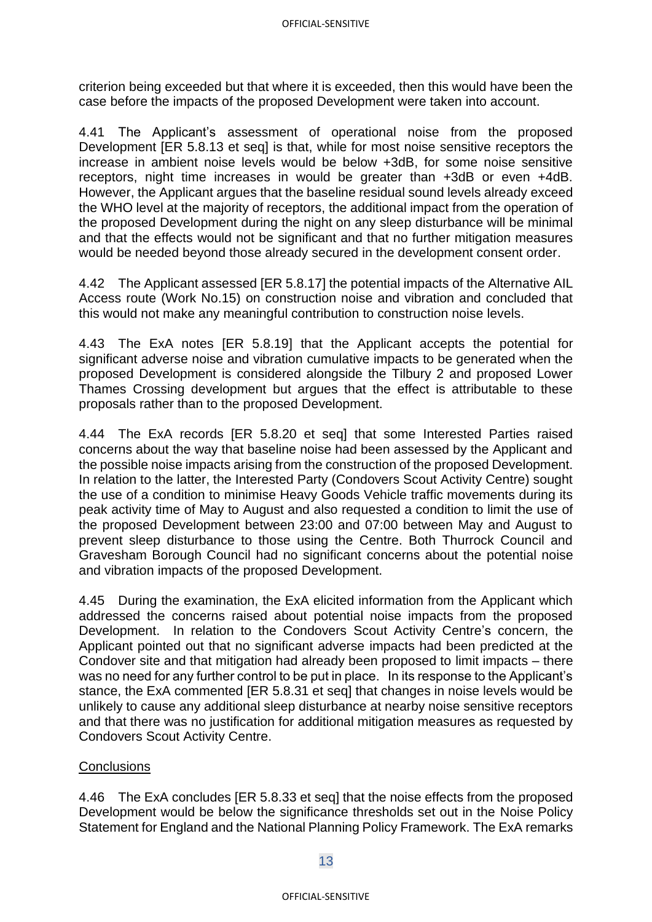criterion being exceeded but that where it is exceeded, then this would have been the case before the impacts of the proposed Development were taken into account.

4.41 The Applicant's assessment of operational noise from the proposed Development [ER 5.8.13 et seq] is that, while for most noise sensitive receptors the increase in ambient noise levels would be below +3dB, for some noise sensitive receptors, night time increases in would be greater than +3dB or even +4dB. However, the Applicant argues that the baseline residual sound levels already exceed the WHO level at the majority of receptors, the additional impact from the operation of the proposed Development during the night on any sleep disturbance will be minimal and that the effects would not be significant and that no further mitigation measures would be needed beyond those already secured in the development consent order.

4.42 The Applicant assessed [ER 5.8.17] the potential impacts of the Alternative AIL Access route (Work No.15) on construction noise and vibration and concluded that this would not make any meaningful contribution to construction noise levels.

4.43 The ExA notes [ER 5.8.19] that the Applicant accepts the potential for significant adverse noise and vibration cumulative impacts to be generated when the proposed Development is considered alongside the Tilbury 2 and proposed Lower Thames Crossing development but argues that the effect is attributable to these proposals rather than to the proposed Development.

4.44 The ExA records [ER 5.8.20 et seq] that some Interested Parties raised concerns about the way that baseline noise had been assessed by the Applicant and the possible noise impacts arising from the construction of the proposed Development. In relation to the latter, the Interested Party (Condovers Scout Activity Centre) sought the use of a condition to minimise Heavy Goods Vehicle traffic movements during its peak activity time of May to August and also requested a condition to limit the use of the proposed Development between 23:00 and 07:00 between May and August to prevent sleep disturbance to those using the Centre. Both Thurrock Council and Gravesham Borough Council had no significant concerns about the potential noise and vibration impacts of the proposed Development.

4.45 During the examination, the ExA elicited information from the Applicant which addressed the concerns raised about potential noise impacts from the proposed Development. In relation to the Condovers Scout Activity Centre's concern, the Applicant pointed out that no significant adverse impacts had been predicted at the Condover site and that mitigation had already been proposed to limit impacts – there was no need for any further control to be put in place. In its response to the Applicant's stance, the ExA commented [ER 5.8.31 et seq] that changes in noise levels would be unlikely to cause any additional sleep disturbance at nearby noise sensitive receptors and that there was no justification for additional mitigation measures as requested by Condovers Scout Activity Centre.

Conclusions

4.46 The ExA concludes [ER 5.8.33 et seq] that the noise effects from the proposed Development would be below the significance thresholds set out in the Noise Policy Statement for England and the National Planning Policy Framework. The ExA remarks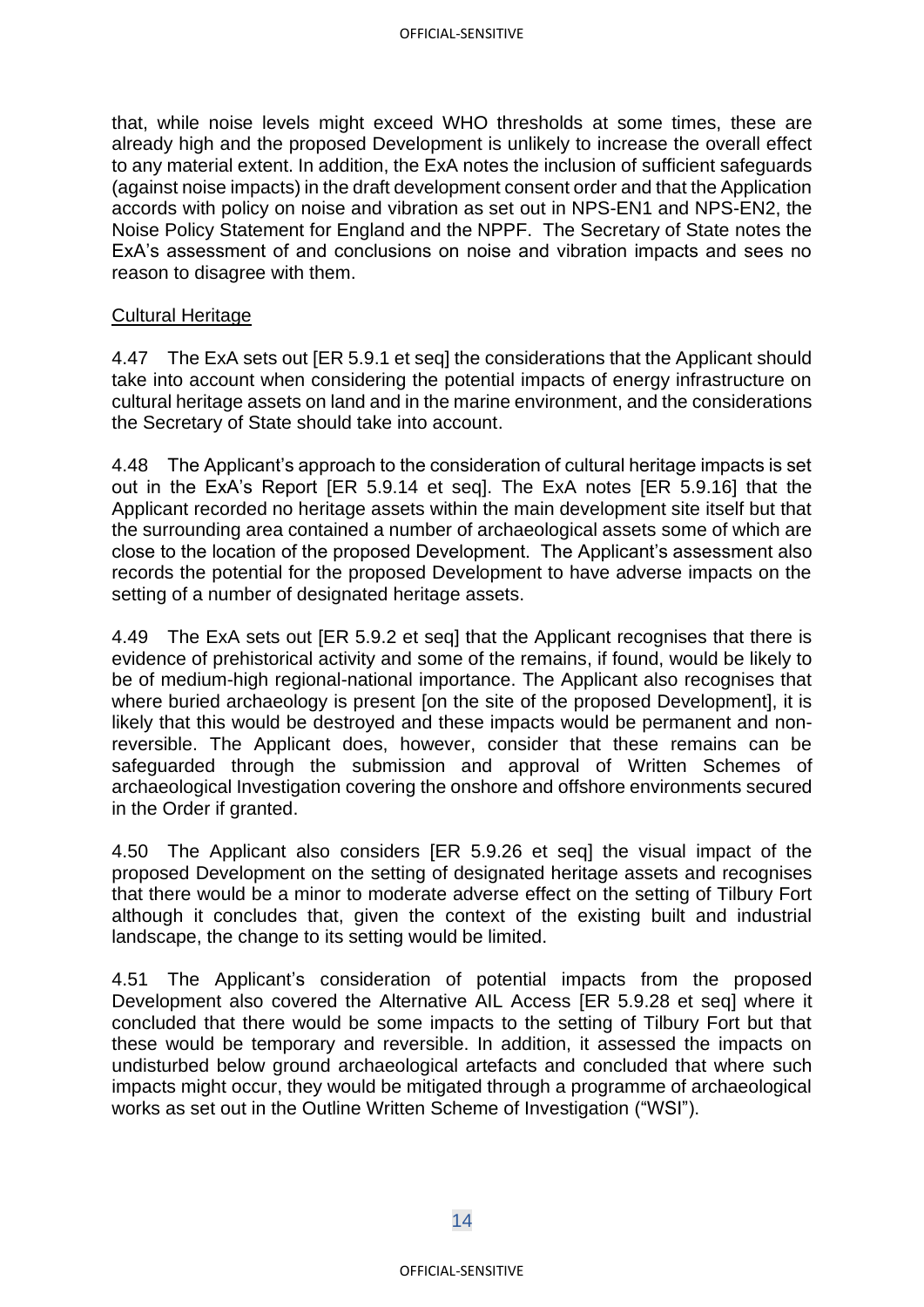that, while noise levels might exceed WHO thresholds at some times, these are already high and the proposed Development is unlikely to increase the overall effect to any material extent. In addition, the ExA notes the inclusion of sufficient safeguards (against noise impacts) in the draft development consent order and that the Application accords with policy on noise and vibration as set out in NPS-EN1 and NPS-EN2, the Noise Policy Statement for England and the NPPF. The Secretary of State notes the ExA's assessment of and conclusions on noise and vibration impacts and sees no reason to disagree with them.

Cultural Heritage

4.47 The ExA sets out [ER 5.9.1 et seq] the considerations that the Applicant should take into account when considering the potential impacts of energy infrastructure on cultural heritage assets on land and in the marine environment, and the considerations the Secretary of State should take into account.

4.48 The Applicant's approach to the consideration of cultural heritage impacts is set out in the ExA's Report [ER 5.9.14 et seq]. The ExA notes [ER 5.9.16] that the Applicant recorded no heritage assets within the main development site itself but that the surrounding area contained a number of archaeological assets some of which are close to the location of the proposed Development. The Applicant's assessment also records the potential for the proposed Development to have adverse impacts on the setting of a number of designated heritage assets.

4.49 The ExA sets out [ER 5.9.2 et seq] that the Applicant recognises that there is evidence of prehistorical activity and some of the remains, if found, would be likely to be of medium-high regional-national importance. The Applicant also recognises that where buried archaeology is present [on the site of the proposed Development], it is likely that this would be destroyed and these impacts would be permanent and non-reversible. The Applicant does, however, consider that these remains can be safeguarded through the submission and approval of Written Schemes of archaeological Investigation covering the onshore and offshore environments secured in the Order if granted.

4.50 The Applicant also considers [ER 5.9.26 et seq] the visual impact of the proposed Development on the setting of designated heritage assets and recognises that there would be a minor to moderate adverse effect on the setting of Tilbury Fort although it concludes that, given the context of the existing built and industrial landscape, the change to its setting would be limited.

4.51 The Applicant's consideration of potential impacts from the proposed Development also covered the Alternative AIL Access [ER 5.9.28 et seq] where it concluded that there would be some impacts to the setting of Tilbury Fort but that these would be temporary and reversible. In addition, it assessed the impacts on undisturbed below ground archaeological artefacts and concluded that where such impacts might occur, they would be mitigated through a programme of archaeological works as set out in the Outline Written Scheme of Investigation ("WSI").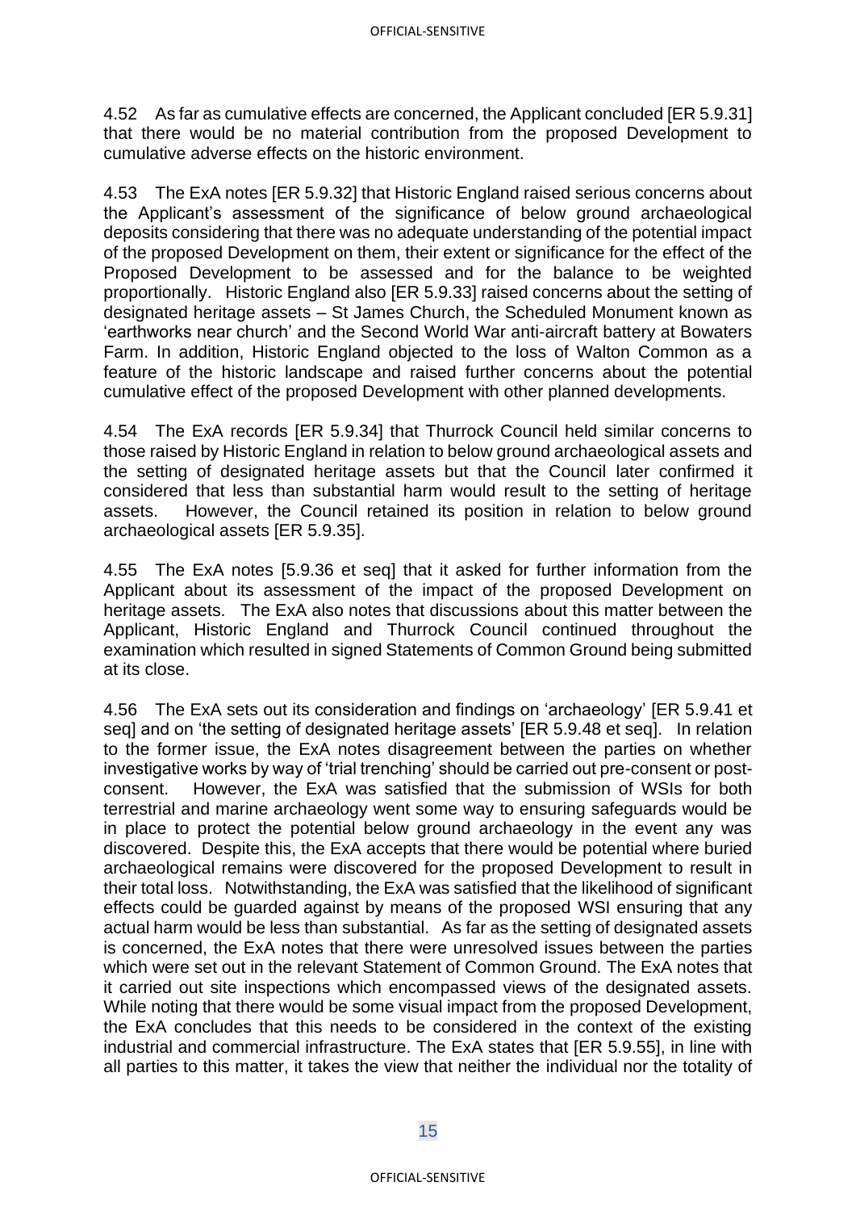4.52 As far as cumulative effects are concerned, the Applicant concluded [ER 5.9.31] that there would be no material contribution from the proposed Development to cumulative adverse effects on the historic environment.

4.53 The ExA notes [ER 5.9.32] that Historic England raised serious concerns about the Applicant's assessment of the significance of below ground archaeological deposits considering that there was no adequate understanding of the potential impact of the proposed Development on them, their extent or significance for the effect of the Proposed Development to be assessed and for the balance to be weighted proportionally. Historic England also [ER 5.9.33] raised concerns about the setting of designated heritage assets – St James Church, the Scheduled Monument known as 'earthworks near church' and the Second World War anti-aircraft battery at Bowaters Farm. In addition, Historic England objected to the loss of Walton Common as a feature of the historic landscape and raised further concerns about the potential cumulative effect of the proposed Development with other planned developments.

4.54 The ExA records [ER 5.9.34] that Thurrock Council held similar concerns to those raised by Historic England in relation to below ground archaeological assets and the setting of designated heritage assets but that the Council later confirmed it considered that less than substantial harm would result to the setting of heritage assets. However, the Council retained its position in relation to below ground archaeological assets [ER 5.9.35].

4.55 The ExA notes [5.9.36 et seq] that it asked for further information from the Applicant about its assessment of the impact of the proposed Development on heritage assets. The ExA also notes that discussions about this matter between the Applicant, Historic England and Thurrock Council continued throughout the examination which resulted in signed Statements of Common Ground being submitted at its close.

4.56 The ExA sets out its consideration and findings on 'archaeology' [ER 5.9.41 et seq] and on 'the setting of designated heritage assets' [ER 5.9.48 et seq]. In relation to the former issue, the ExA notes disagreement between the parties on whether investigative works by way of 'trial trenching' should be carried out pre-consent or post-consent. However, the ExA was satisfied that the submission of WSIs for both terrestrial and marine archaeology went some way to ensuring safeguards would be in place to protect the potential below ground archaeology in the event any was discovered. Despite this, the ExA accepts that there would be potential where buried archaeological remains were discovered for the proposed Development to result in their total loss. Notwithstanding, the ExA was satisfied that the likelihood of significant effects could be guarded against by means of the proposed WSI ensuring that any actual harm would be less than substantial. As far as the setting of designated assets is concerned, the ExA notes that there were unresolved issues between the parties which were set out in the relevant Statement of Common Ground. The ExA notes that it carried out site inspections which encompassed views of the designated assets. While noting that there would be some visual impact from the proposed Development, the ExA concludes that this needs to be considered in the context of the existing industrial and commercial infrastructure. The ExA states that [ER 5.9.55], in line with all parties to this matter, it takes the view that neither the individual nor the totality of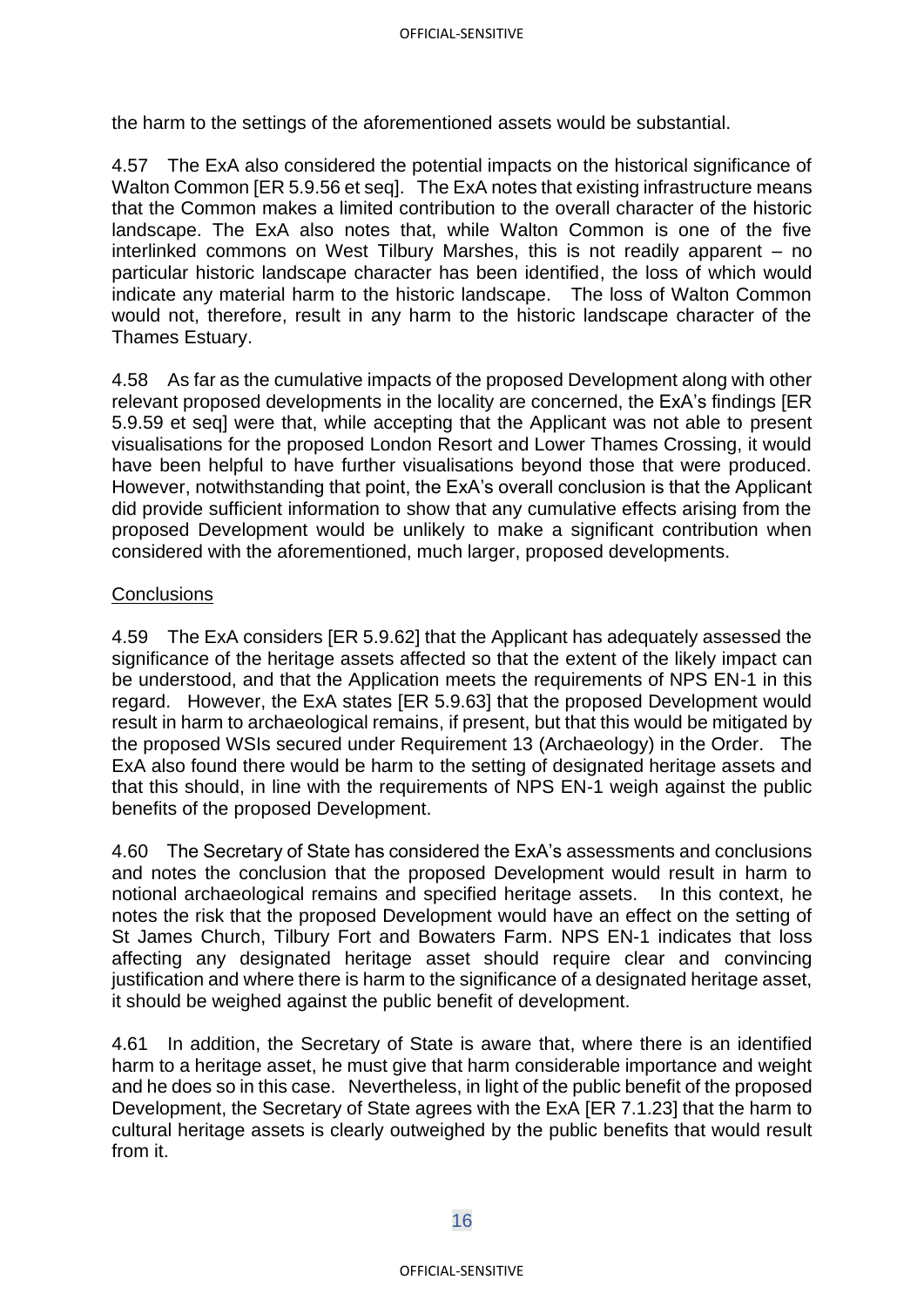the harm to the settings of the aforementioned assets would be substantial.

4.57 The ExA also considered the potential impacts on the historical significance of Walton Common [ER 5.9.56 et seq]. The ExA notes that existing infrastructure means that the Common makes a limited contribution to the overall character of the historic landscape. The ExA also notes that, while Walton Common is one of the five interlinked commons on West Tilbury Marshes, this is not readily apparent – no particular historic landscape character has been identified, the loss of which would indicate any material harm to the historic landscape. The loss of Walton Common would not, therefore, result in any harm to the historic landscape character of the Thames Estuary.

4.58 As far as the cumulative impacts of the proposed Development along with other relevant proposed developments in the locality are concerned, the ExA's findings [ER 5.9.59 et seq] were that, while accepting that the Applicant was not able to present visualisations for the proposed London Resort and Lower Thames Crossing, it would have been helpful to have further visualisations beyond those that were produced. However, notwithstanding that point, the ExA's overall conclusion is that the Applicant did provide sufficient information to show that any cumulative effects arising from the proposed Development would be unlikely to make a significant contribution when considered with the aforementioned, much larger, proposed developments.

Conclusions

4.59 The ExA considers [ER 5.9.62] that the Applicant has adequately assessed the significance of the heritage assets affected so that the extent of the likely impact can be understood, and that the Application meets the requirements of NPS EN-1 in this regard. However, the ExA states [ER 5.9.63] that the proposed Development would result in harm to archaeological remains, if present, but that this would be mitigated by the proposed WSIs secured under Requirement 13 (Archaeology) in the Order. The ExA also found there would be harm to the setting of designated heritage assets and that this should, in line with the requirements of NPS EN-1 weigh against the public benefits of the proposed Development.

4.60 The Secretary of State has considered the ExA's assessments and conclusions and notes the conclusion that the proposed Development would result in harm to notional archaeological remains and specified heritage assets. In this context, he notes the risk that the proposed Development would have an effect on the setting of St James Church, Tilbury Fort and Bowaters Farm. NPS EN-1 indicates that loss affecting any designated heritage asset should require clear and convincing justification and where there is harm to the significance of a designated heritage asset, it should be weighed against the public benefit of development.

4.61 In addition, the Secretary of State is aware that, where there is an identified harm to a heritage asset, he must give that harm considerable importance and weight and he does so in this case. Nevertheless, in light of the public benefit of the proposed Development, the Secretary of State agrees with the ExA [ER 7.1.23] that the harm to cultural heritage assets is clearly outweighed by the public benefits that would result from it.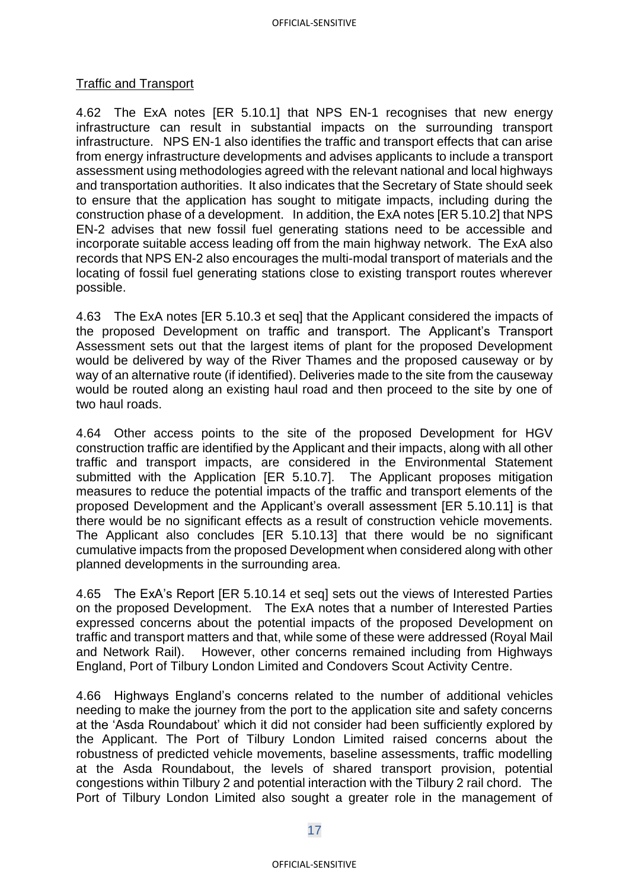Traffic and Transport

4.62 The ExA notes [ER 5.10.1] that NPS EN-1 recognises that new energy infrastructure can result in substantial impacts on the surrounding transport infrastructure. NPS EN-1 also identifies the traffic and transport effects that can arise from energy infrastructure developments and advises applicants to include a transport assessment using methodologies agreed with the relevant national and local highways and transportation authorities. It also indicates that the Secretary of State should seek to ensure that the application has sought to mitigate impacts, including during the construction phase of a development. In addition, the ExA notes [ER 5.10.2] that NPS EN-2 advises that new fossil fuel generating stations need to be accessible and incorporate suitable access leading off from the main highway network. The ExA also records that NPS EN-2 also encourages the multi-modal transport of materials and the locating of fossil fuel generating stations close to existing transport routes wherever possible.

4.63 The ExA notes [ER 5.10.3 et seq] that the Applicant considered the impacts of the proposed Development on traffic and transport. The Applicant's Transport Assessment sets out that the largest items of plant for the proposed Development would be delivered by way of the River Thames and the proposed causeway or by way of an alternative route (if identified). Deliveries made to the site from the causeway would be routed along an existing haul road and then proceed to the site by one of two haul roads.

4.64 Other access points to the site of the proposed Development for HGV construction traffic are identified by the Applicant and their impacts, along with all other traffic and transport impacts, are considered in the Environmental Statement submitted with the Application [ER 5.10.7]. The Applicant proposes mitigation measures to reduce the potential impacts of the traffic and transport elements of the proposed Development and the Applicant's overall assessment [ER 5.10.11] is that there would be no significant effects as a result of construction vehicle movements. The Applicant also concludes [ER 5.10.13] that there would be no significant cumulative impacts from the proposed Development when considered along with other planned developments in the surrounding area.

4.65 The ExA's Report [ER 5.10.14 et seq] sets out the views of Interested Parties on the proposed Development. The ExA notes that a number of Interested Parties expressed concerns about the potential impacts of the proposed Development on traffic and transport matters and that, while some of these were addressed (Royal Mail and Network Rail). However, other concerns remained including from Highways England, Port of Tilbury London Limited and Condovers Scout Activity Centre.

4.66 Highways England's concerns related to the number of additional vehicles needing to make the journey from the port to the application site and safety concerns at the 'Asda Roundabout' which it did not consider had been sufficiently explored by the Applicant. The Port of Tilbury London Limited raised concerns about the robustness of predicted vehicle movements, baseline assessments, traffic modelling at the Asda Roundabout, the levels of shared transport provision, potential congestions within Tilbury 2 and potential interaction with the Tilbury 2 rail chord. The Port of Tilbury London Limited also sought a greater role in the management of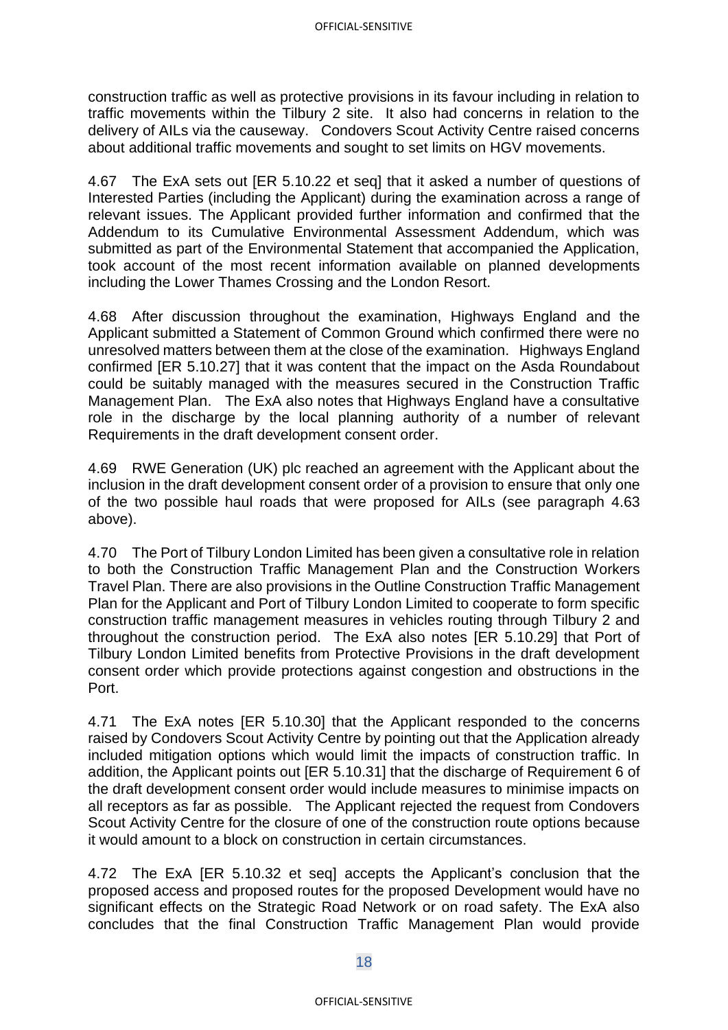construction traffic as well as protective provisions in its favour including in relation to traffic movements within the Tilbury 2 site. It also had concerns in relation to the delivery of AILs via the causeway. Condovers Scout Activity Centre raised concerns about additional traffic movements and sought to set limits on HGV movements.

4.67 The ExA sets out [ER 5.10.22 et seq] that it asked a number of questions of Interested Parties (including the Applicant) during the examination across a range of relevant issues. The Applicant provided further information and confirmed that the Addendum to its Cumulative Environmental Assessment Addendum, which was submitted as part of the Environmental Statement that accompanied the Application, took account of the most recent information available on planned developments including the Lower Thames Crossing and the London Resort.

4.68 After discussion throughout the examination, Highways England and the Applicant submitted a Statement of Common Ground which confirmed there were no unresolved matters between them at the close of the examination. Highways England confirmed [ER 5.10.27] that it was content that the impact on the Asda Roundabout could be suitably managed with the measures secured in the Construction Traffic Management Plan. The ExA also notes that Highways England have a consultative role in the discharge by the local planning authority of a number of relevant Requirements in the draft development consent order.

4.69 RWE Generation (UK) plc reached an agreement with the Applicant about the inclusion in the draft development consent order of a provision to ensure that only one of the two possible haul roads that were proposed for AILs (see paragraph 4.63 above).

4.70 The Port of Tilbury London Limited has been given a consultative role in relation to both the Construction Traffic Management Plan and the Construction Workers Travel Plan. There are also provisions in the Outline Construction Traffic Management Plan for the Applicant and Port of Tilbury London Limited to cooperate to form specific construction traffic management measures in vehicles routing through Tilbury 2 and throughout the construction period. The ExA also notes [ER 5.10.29] that Port of Tilbury London Limited benefits from Protective Provisions in the draft development consent order which provide protections against congestion and obstructions in the Port.

4.71 The ExA notes [ER 5.10.30] that the Applicant responded to the concerns raised by Condovers Scout Activity Centre by pointing out that the Application already included mitigation options which would limit the impacts of construction traffic. In addition, the Applicant points out [ER 5.10.31] that the discharge of Requirement 6 of the draft development consent order would include measures to minimise impacts on all receptors as far as possible. The Applicant rejected the request from Condovers Scout Activity Centre for the closure of one of the construction route options because it would amount to a block on construction in certain circumstances.

4.72 The ExA [ER 5.10.32 et seq] accepts the Applicant's conclusion that the proposed access and proposed routes for the proposed Development would have no significant effects on the Strategic Road Network or on road safety. The ExA also concludes that the final Construction Traffic Management Plan would provide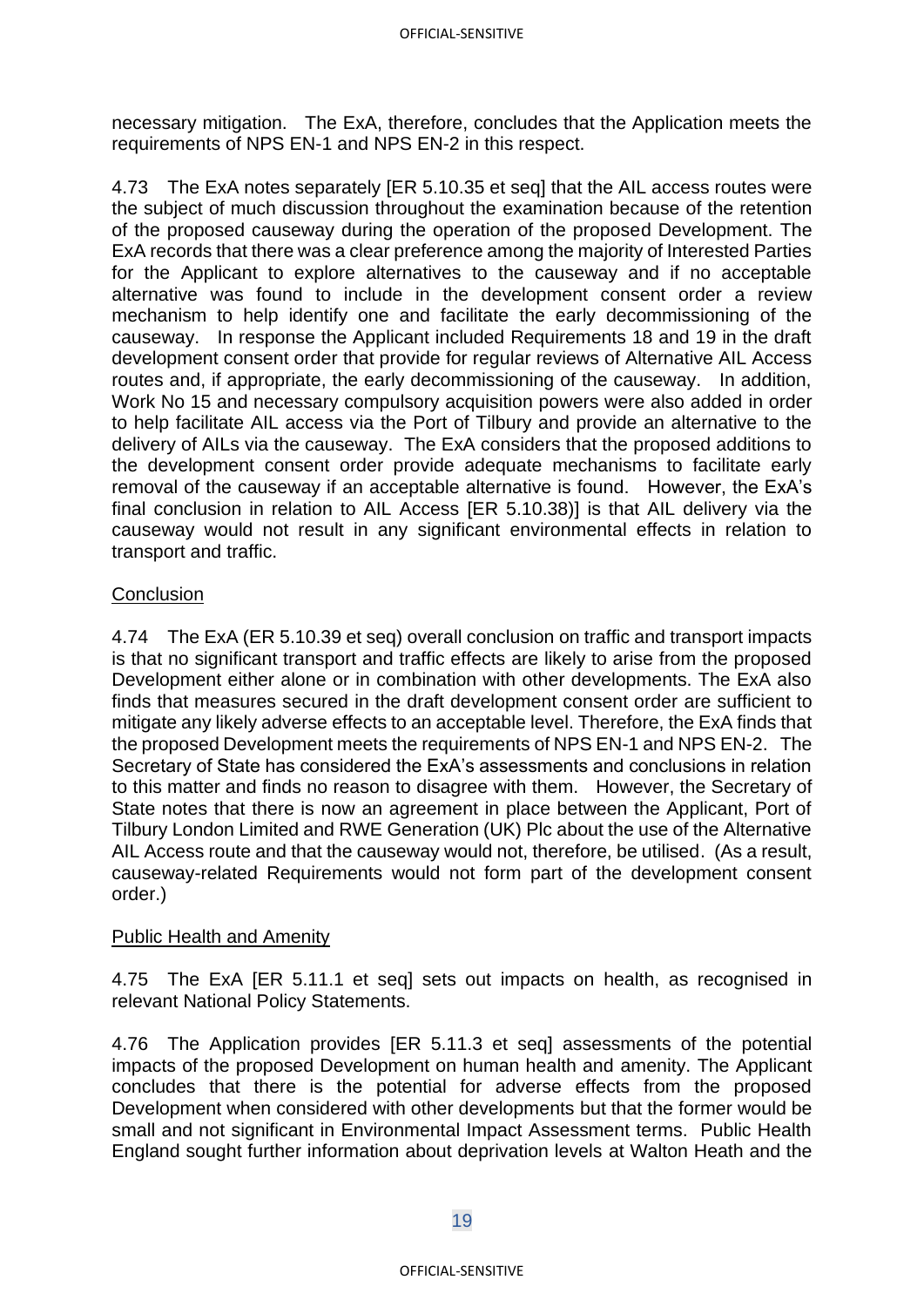necessary mitigation. The ExA, therefore, concludes that the Application meets the requirements of NPS EN-1 and NPS EN-2 in this respect.

4.73 The ExA notes separately [ER 5.10.35 et seq] that the AIL access routes were the subject of much discussion throughout the examination because of the retention of the proposed causeway during the operation of the proposed Development. The ExA records that there was a clear preference among the majority of Interested Parties for the Applicant to explore alternatives to the causeway and if no acceptable alternative was found to include in the development consent order a review mechanism to help identify one and facilitate the early decommissioning of the causeway. In response the Applicant included Requirements 18 and 19 in the draft development consent order that provide for regular reviews of Alternative AIL Access routes and, if appropriate, the early decommissioning of the causeway. In addition, Work No 15 and necessary compulsory acquisition powers were also added in order to help facilitate AIL access via the Port of Tilbury and provide an alternative to the delivery of AILs via the causeway. The ExA considers that the proposed additions to the development consent order provide adequate mechanisms to facilitate early removal of the causeway if an acceptable alternative is found. However, the ExA's final conclusion in relation to AIL Access [ER 5.10.38)] is that AIL delivery via the causeway would not result in any significant environmental effects in relation to transport and traffic.

<u>Conclusion</u>

4.74 The ExA (ER 5.10.39 et seq) overall conclusion on traffic and transport impacts is that no significant transport and traffic effects are likely to arise from the proposed Development either alone or in combination with other developments. The ExA also finds that measures secured in the draft development consent order are sufficient to mitigate any likely adverse effects to an acceptable level. Therefore, the ExA finds that the proposed Development meets the requirements of NPS EN-1 and NPS EN-2. The Secretary of State has considered the ExA's assessments and conclusions in relation to this matter and finds no reason to disagree with them. However, the Secretary of State notes that there is now an agreement in place between the Applicant, Port of Tilbury London Limited and RWE Generation (UK) Plc about the use of the Alternative AIL Access route and that the causeway would not, therefore, be utilised. (As a result, causeway-related Requirements would not form part of the development consent order.)

<u>Public Health and Amenity</u>

4.75 The ExA [ER 5.11.1 et seq] sets out impacts on health, as recognised in relevant National Policy Statements.

4.76 The Application provides [ER 5.11.3 et seq] assessments of the potential impacts of the proposed Development on human health and amenity. The Applicant concludes that there is the potential for adverse effects from the proposed Development when considered with other developments but that the former would be small and not significant in Environmental Impact Assessment terms. Public Health England sought further information about deprivation levels at Walton Heath and the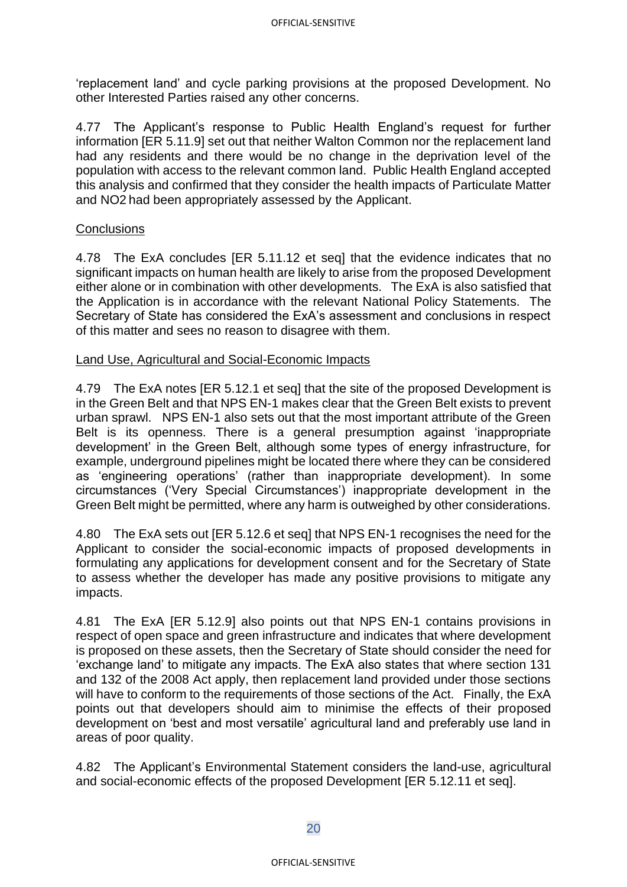'replacement land' and cycle parking provisions at the proposed Development. No other Interested Parties raised any other concerns.

4.77 The Applicant's response to Public Health England's request for further information [ER 5.11.9] set out that neither Walton Common nor the replacement land had any residents and there would be no change in the deprivation level of the population with access to the relevant common land. Public Health England accepted this analysis and confirmed that they consider the health impacts of Particulate Matter and $NO_2$ had been appropriately assessed by the Applicant.

Conclusions

4.78 The ExA concludes [ER 5.11.12 et seq] that the evidence indicates that no significant impacts on human health are likely to arise from the proposed Development either alone or in combination with other developments. The ExA is also satisfied that the Application is in accordance with the relevant National Policy Statements. The Secretary of State has considered the ExA's assessment and conclusions in respect of this matter and sees no reason to disagree with them.

Land Use, Agricultural and Social-Economic Impacts

4.79 The ExA notes [ER 5.12.1 et seq] that the site of the proposed Development is in the Green Belt and that NPS EN-1 makes clear that the Green Belt exists to prevent urban sprawl. NPS EN-1 also sets out that the most important attribute of the Green Belt is its openness. There is a general presumption against 'inappropriate development' in the Green Belt, although some types of energy infrastructure, for example, underground pipelines might be located there where they can be considered as 'engineering operations' (rather than inappropriate development). In some circumstances ('Very Special Circumstances') inappropriate development in the Green Belt might be permitted, where any harm is outweighed by other considerations.

4.80 The ExA sets out [ER 5.12.6 et seq] that NPS EN-1 recognises the need for the Applicant to consider the social-economic impacts of proposed developments in formulating any applications for development consent and for the Secretary of State to assess whether the developer has made any positive provisions to mitigate any impacts.

4.81 The ExA [ER 5.12.9] also points out that NPS EN-1 contains provisions in respect of open space and green infrastructure and indicates that where development is proposed on these assets, then the Secretary of State should consider the need for 'exchange land' to mitigate any impacts. The ExA also states that where section 131 and 132 of the 2008 Act apply, then replacement land provided under those sections will have to conform to the requirements of those sections of the Act. Finally, the ExA points out that developers should aim to minimise the effects of their proposed development on 'best and most versatile' agricultural land and preferably use land in areas of poor quality.

4.82 The Applicant's Environmental Statement considers the land-use, agricultural and social-economic effects of the proposed Development [ER 5.12.11 et seq].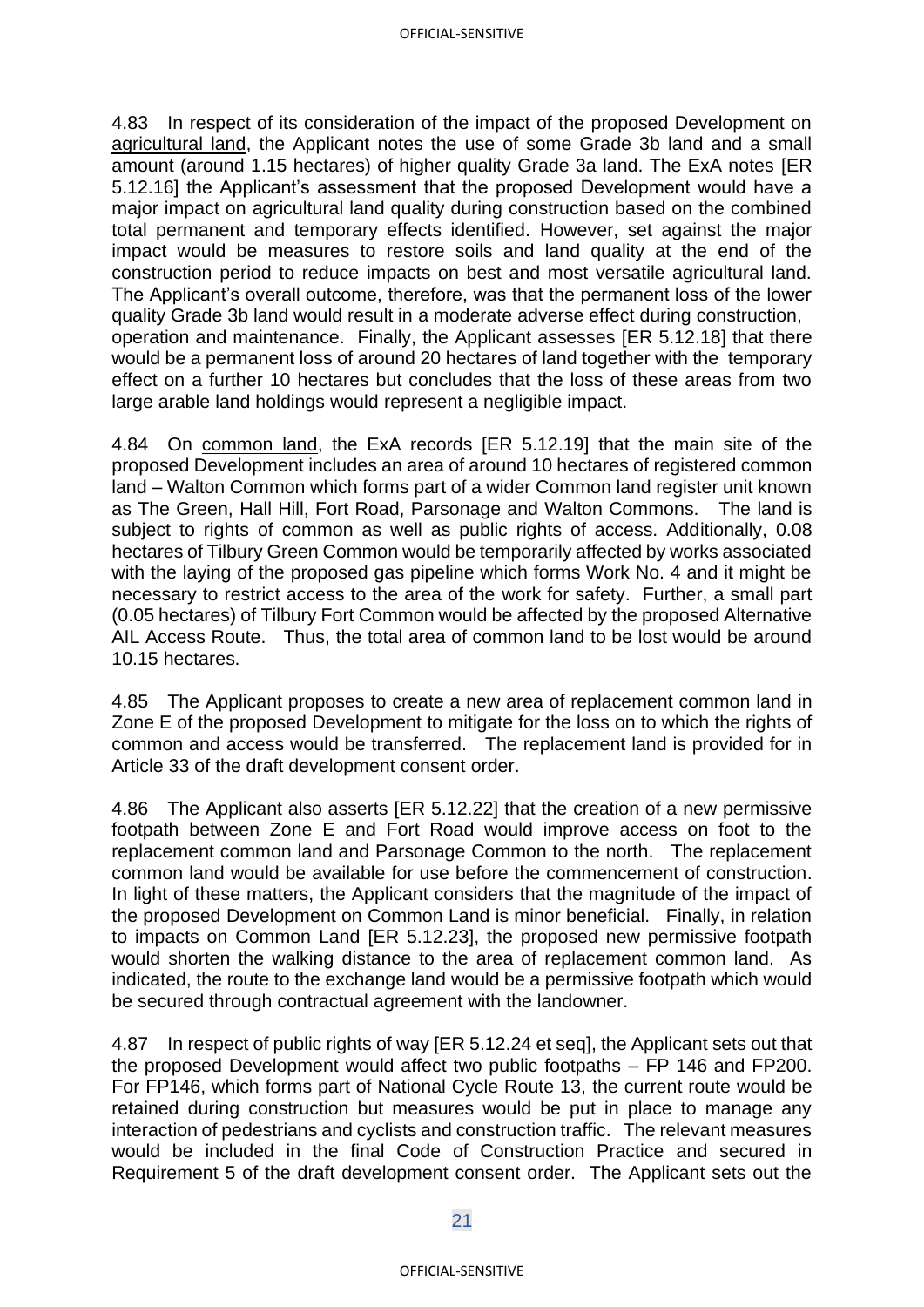4.83 In respect of its consideration of the impact of the proposed Development on agricultural land, the Applicant notes the use of some Grade 3b land and a small amount (around 1.15 hectares) of higher quality Grade 3a land. The ExA notes [ER 5.12.16] the Applicant's assessment that the proposed Development would have a major impact on agricultural land quality during construction based on the combined total permanent and temporary effects identified. However, set against the major impact would be measures to restore soils and land quality at the end of the construction period to reduce impacts on best and most versatile agricultural land. The Applicant's overall outcome, therefore, was that the permanent loss of the lower quality Grade 3b land would result in a moderate adverse effect during construction, operation and maintenance. Finally, the Applicant assesses [ER 5.12.18] that there would be a permanent loss of around 20 hectares of land together with the temporary effect on a further 10 hectares but concludes that the loss of these areas from two large arable land holdings would represent a negligible impact.

4.84 On common land, the ExA records [ER 5.12.19] that the main site of the proposed Development includes an area of around 10 hectares of registered common land – Walton Common which forms part of a wider Common land register unit known as The Green, Hall Hill, Fort Road, Parsonage and Walton Commons. The land is subject to rights of common as well as public rights of access. Additionally, 0.08 hectares of Tilbury Green Common would be temporarily affected by works associated with the laying of the proposed gas pipeline which forms Work No. 4 and it might be necessary to restrict access to the area of the work for safety. Further, a small part (0.05 hectares) of Tilbury Fort Common would be affected by the proposed Alternative AIL Access Route. Thus, the total area of common land to be lost would be around 10.15 hectares.

4.85 The Applicant proposes to create a new area of replacement common land in Zone E of the proposed Development to mitigate for the loss on to which the rights of common and access would be transferred. The replacement land is provided for in Article 33 of the draft development consent order.

4.86 The Applicant also asserts [ER 5.12.22] that the creation of a new permissive footpath between Zone E and Fort Road would improve access on foot to the replacement common land and Parsonage Common to the north. The replacement common land would be available for use before the commencement of construction. In light of these matters, the Applicant considers that the magnitude of the impact of the proposed Development on Common Land is minor beneficial. Finally, in relation to impacts on Common Land [ER 5.12.23], the proposed new permissive footpath would shorten the walking distance to the area of replacement common land. As indicated, the route to the exchange land would be a permissive footpath which would be secured through contractual agreement with the landowner.

4.87 In respect of public rights of way [ER 5.12.24 et seq], the Applicant sets out that the proposed Development would affect two public footpaths – FP 146 and FP200. For FP146, which forms part of National Cycle Route 13, the current route would be retained during construction but measures would be put in place to manage any interaction of pedestrians and cyclists and construction traffic. The relevant measures would be included in the final Code of Construction Practice and secured in Requirement 5 of the draft development consent order. The Applicant sets out the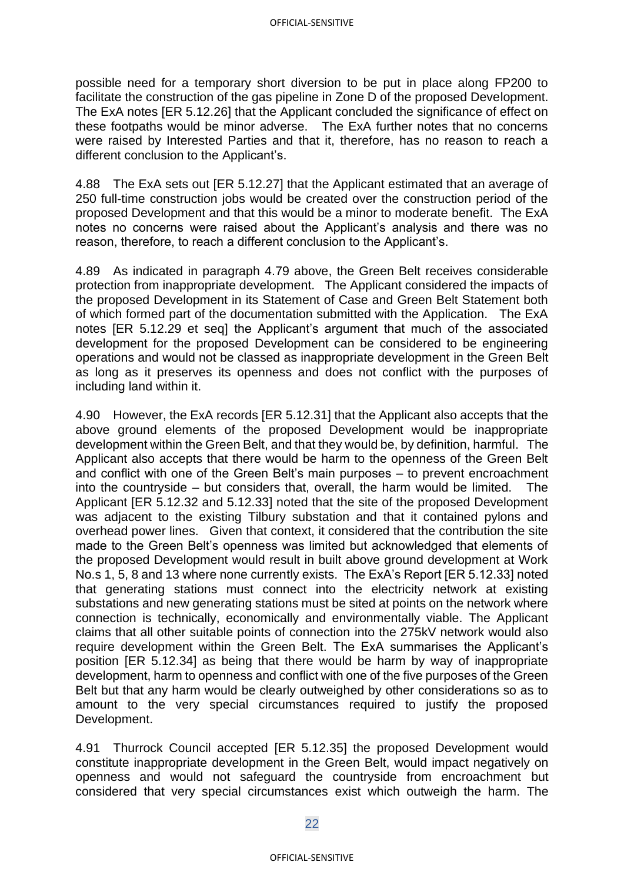possible need for a temporary short diversion to be put in place along FP200 to facilitate the construction of the gas pipeline in Zone D of the proposed Development. The ExA notes [ER 5.12.26] that the Applicant concluded the significance of effect on these footpaths would be minor adverse. The ExA further notes that no concerns were raised by Interested Parties and that it, therefore, has no reason to reach a different conclusion to the Applicant's.

4.88 The ExA sets out [ER 5.12.27] that the Applicant estimated that an average of 250 full-time construction jobs would be created over the construction period of the proposed Development and that this would be a minor to moderate benefit. The ExA notes no concerns were raised about the Applicant's analysis and there was no reason, therefore, to reach a different conclusion to the Applicant's.

4.89 As indicated in paragraph 4.79 above, the Green Belt receives considerable protection from inappropriate development. The Applicant considered the impacts of the proposed Development in its Statement of Case and Green Belt Statement both of which formed part of the documentation submitted with the Application. The ExA notes [ER 5.12.29 et seq] the Applicant's argument that much of the associated development for the proposed Development can be considered to be engineering operations and would not be classed as inappropriate development in the Green Belt as long as it preserves its openness and does not conflict with the purposes of including land within it.

4.90 However, the ExA records [ER 5.12.31] that the Applicant also accepts that the above ground elements of the proposed Development would be inappropriate development within the Green Belt, and that they would be, by definition, harmful. The Applicant also accepts that there would be harm to the openness of the Green Belt and conflict with one of the Green Belt's main purposes – to prevent encroachment into the countryside – but considers that, overall, the harm would be limited. The Applicant [ER 5.12.32 and 5.12.33] noted that the site of the proposed Development was adjacent to the existing Tilbury substation and that it contained pylons and overhead power lines. Given that context, it considered that the contribution the site made to the Green Belt's openness was limited but acknowledged that elements of the proposed Development would result in built above ground development at Work No.s 1, 5, 8 and 13 where none currently exists. The ExA's Report [ER 5.12.33] noted that generating stations must connect into the electricity network at existing substations and new generating stations must be sited at points on the network where connection is technically, economically and environmentally viable. The Applicant claims that all other suitable points of connection into the 275kV network would also require development within the Green Belt. The ExA summarises the Applicant's position [ER 5.12.34] as being that there would be harm by way of inappropriate development, harm to openness and conflict with one of the five purposes of the Green Belt but that any harm would be clearly outweighed by other considerations so as to amount to the very special circumstances required to justify the proposed Development.

4.91 Thurrock Council accepted [ER 5.12.35] the proposed Development would constitute inappropriate development in the Green Belt, would impact negatively on openness and would not safeguard the countryside from encroachment but considered that very special circumstances exist which outweigh the harm. The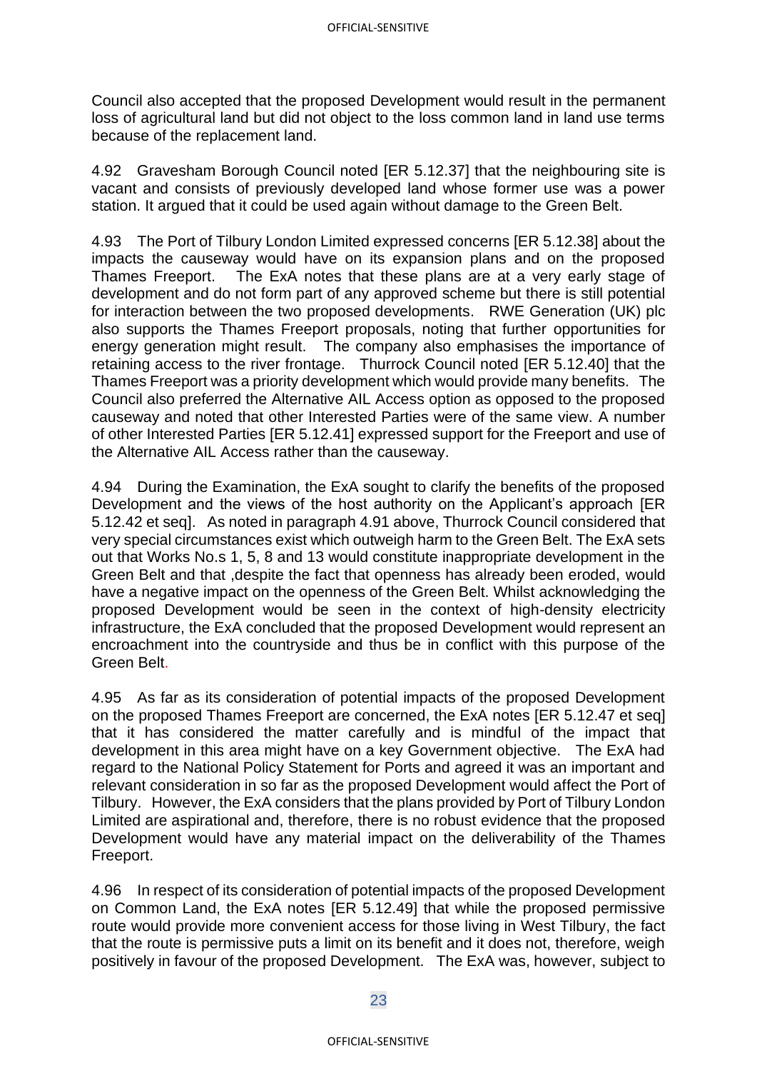Council also accepted that the proposed Development would result in the permanent loss of agricultural land but did not object to the loss common land in land use terms because of the replacement land.

4.92 Gravesham Borough Council noted [ER 5.12.37] that the neighbouring site is vacant and consists of previously developed land whose former use was a power station. It argued that it could be used again without damage to the Green Belt.

4.93 The Port of Tilbury London Limited expressed concerns [ER 5.12.38] about the impacts the causeway would have on its expansion plans and on the proposed Thames Freeport. The ExA notes that these plans are at a very early stage of development and do not form part of any approved scheme but there is still potential for interaction between the two proposed developments. RWE Generation (UK) plc also supports the Thames Freeport proposals, noting that further opportunities for energy generation might result. The company also emphasises the importance of retaining access to the river frontage. Thurrock Council noted [ER 5.12.40] that the Thames Freeport was a priority development which would provide many benefits. The Council also preferred the Alternative AIL Access option as opposed to the proposed causeway and noted that other Interested Parties were of the same view. A number of other Interested Parties [ER 5.12.41] expressed support for the Freeport and use of the Alternative AIL Access rather than the causeway.

4.94 During the Examination, the ExA sought to clarify the benefits of the proposed Development and the views of the host authority on the Applicant's approach [ER 5.12.42 et seq]. As noted in paragraph 4.91 above, Thurrock Council considered that very special circumstances exist which outweigh harm to the Green Belt. The ExA sets out that Works No.s 1, 5, 8 and 13 would constitute inappropriate development in the Green Belt and that ,despite the fact that openness has already been eroded, would have a negative impact on the openness of the Green Belt. Whilst acknowledging the proposed Development would be seen in the context of high-density electricity infrastructure, the ExA concluded that the proposed Development would represent an encroachment into the countryside and thus be in conflict with this purpose of the Green Belt.

4.95 As far as its consideration of potential impacts of the proposed Development on the proposed Thames Freeport are concerned, the ExA notes [ER 5.12.47 et seq] that it has considered the matter carefully and is mindful of the impact that development in this area might have on a key Government objective. The ExA had regard to the National Policy Statement for Ports and agreed it was an important and relevant consideration in so far as the proposed Development would affect the Port of Tilbury. However, the ExA considers that the plans provided by Port of Tilbury London Limited are aspirational and, therefore, there is no robust evidence that the proposed Development would have any material impact on the deliverability of the Thames Freeport.

4.96 In respect of its consideration of potential impacts of the proposed Development on Common Land, the ExA notes [ER 5.12.49] that while the proposed permissive route would provide more convenient access for those living in West Tilbury, the fact that the route is permissive puts a limit on its benefit and it does not, therefore, weigh positively in favour of the proposed Development. The ExA was, however, subject to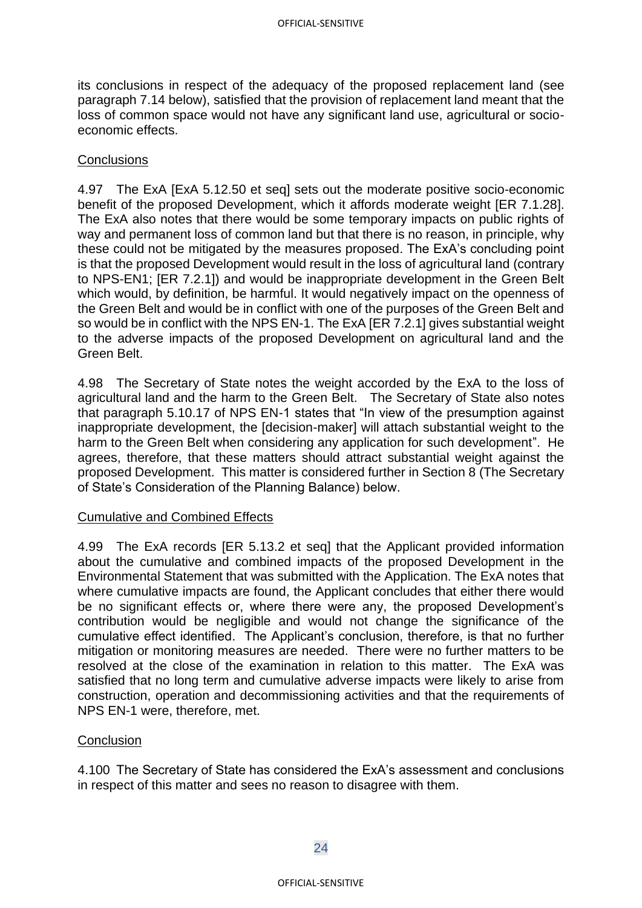its conclusions in respect of the adequacy of the proposed replacement land (see paragraph 7.14 below), satisfied that the provision of replacement land meant that the loss of common space would not have any significant land use, agricultural or socio-economic effects.

Conclusions

4.97 The ExA [ExA 5.12.50 et seq] sets out the moderate positive socio-economic benefit of the proposed Development, which it affords moderate weight [ER 7.1.28]. The ExA also notes that there would be some temporary impacts on public rights of way and permanent loss of common land but that there is no reason, in principle, why these could not be mitigated by the measures proposed. The ExA's concluding point is that the proposed Development would result in the loss of agricultural land (contrary to NPS-EN1; [ER 7.2.1]) and would be inappropriate development in the Green Belt which would, by definition, be harmful. It would negatively impact on the openness of the Green Belt and would be in conflict with one of the purposes of the Green Belt and so would be in conflict with the NPS EN-1. The ExA [ER 7.2.1] gives substantial weight to the adverse impacts of the proposed Development on agricultural land and the Green Belt.

4.98 The Secretary of State notes the weight accorded by the ExA to the loss of agricultural land and the harm to the Green Belt. The Secretary of State also notes that paragraph 5.10.17 of NPS EN-1 states that "In view of the presumption against inappropriate development, the [decision-maker] will attach substantial weight to the harm to the Green Belt when considering any application for such development". He agrees, therefore, that these matters should attract substantial weight against the proposed Development. This matter is considered further in Section 8 (The Secretary of State's Consideration of the Planning Balance) below.

Cumulative and Combined Effects

4.99 The ExA records [ER 5.13.2 et seq] that the Applicant provided information about the cumulative and combined impacts of the proposed Development in the Environmental Statement that was submitted with the Application. The ExA notes that where cumulative impacts are found, the Applicant concludes that either there would be no significant effects or, where there were any, the proposed Development's contribution would be negligible and would not change the significance of the cumulative effect identified. The Applicant's conclusion, therefore, is that no further mitigation or monitoring measures are needed. There were no further matters to be resolved at the close of the examination in relation to this matter. The ExA was satisfied that no long term and cumulative adverse impacts were likely to arise from construction, operation and decommissioning activities and that the requirements of NPS EN-1 were, therefore, met.

Conclusion

4.100 The Secretary of State has considered the ExA's assessment and conclusions in respect of this matter and sees no reason to disagree with them.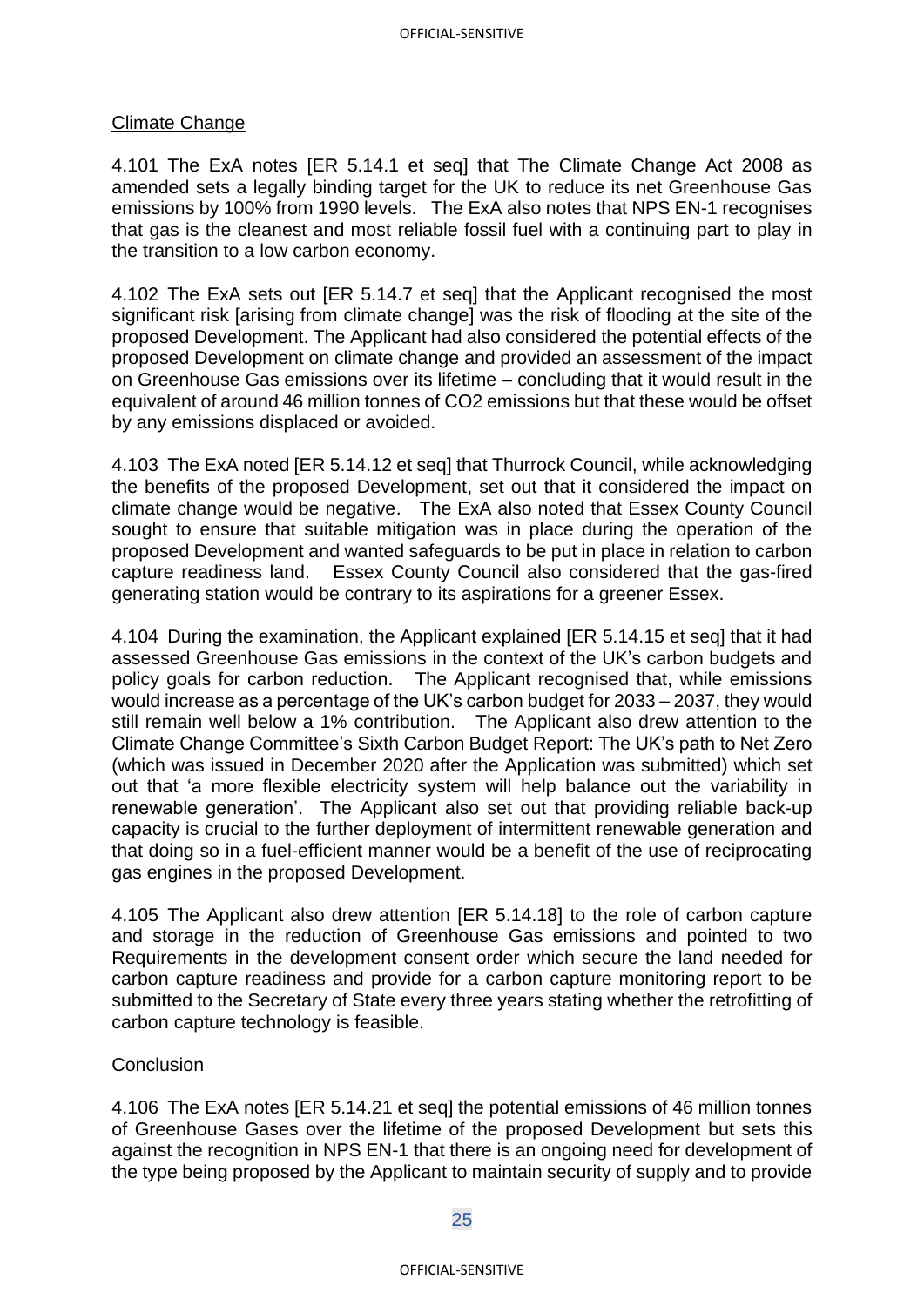Climate Change

4.101 The ExA notes [ER 5.14.1 et seq] that The Climate Change Act 2008 as amended sets a legally binding target for the UK to reduce its net Greenhouse Gas emissions by 100% from 1990 levels. The ExA also notes that NPS EN-1 recognises that gas is the cleanest and most reliable fossil fuel with a continuing part to play in the transition to a low carbon economy.

4.102 The ExA sets out [ER 5.14.7 et seq] that the Applicant recognised the most significant risk [arising from climate change] was the risk of flooding at the site of the proposed Development. The Applicant had also considered the potential effects of the proposed Development on climate change and provided an assessment of the impact on Greenhouse Gas emissions over its lifetime – concluding that it would result in the equivalent of around 46 million tonnes of $CO_2$ emissions but that these would be offset by any emissions displaced or avoided.

4.103 The ExA noted [ER 5.14.12 et seq] that Thurrock Council, while acknowledging the benefits of the proposed Development, set out that it considered the impact on climate change would be negative. The ExA also noted that Essex County Council sought to ensure that suitable mitigation was in place during the operation of the proposed Development and wanted safeguards to be put in place in relation to carbon capture readiness land. Essex County Council also considered that the gas-fired generating station would be contrary to its aspirations for a greener Essex.

4.104 During the examination, the Applicant explained [ER 5.14.15 et seq] that it had assessed Greenhouse Gas emissions in the context of the UK's carbon budgets and policy goals for carbon reduction. The Applicant recognised that, while emissions would increase as a percentage of the UK's carbon budget for 2033 – 2037, they would still remain well below a 1% contribution. The Applicant also drew attention to the Climate Change Committee's Sixth Carbon Budget Report: The UK's path to Net Zero (which was issued in December 2020 after the Application was submitted) which set out that 'a more flexible electricity system will help balance out the variability in renewable generation'. The Applicant also set out that providing reliable back-up capacity is crucial to the further deployment of intermittent renewable generation and that doing so in a fuel-efficient manner would be a benefit of the use of reciprocating gas engines in the proposed Development.

4.105 The Applicant also drew attention [ER 5.14.18] to the role of carbon capture and storage in the reduction of Greenhouse Gas emissions and pointed to two Requirements in the development consent order which secure the land needed for carbon capture readiness and provide for a carbon capture monitoring report to be submitted to the Secretary of State every three years stating whether the retrofitting of carbon capture technology is feasible.

Conclusion

4.106 The ExA notes [ER 5.14.21 et seq] the potential emissions of 46 million tonnes of Greenhouse Gases over the lifetime of the proposed Development but sets this against the recognition in NPS EN-1 that there is an ongoing need for development of the type being proposed by the Applicant to maintain security of supply and to provide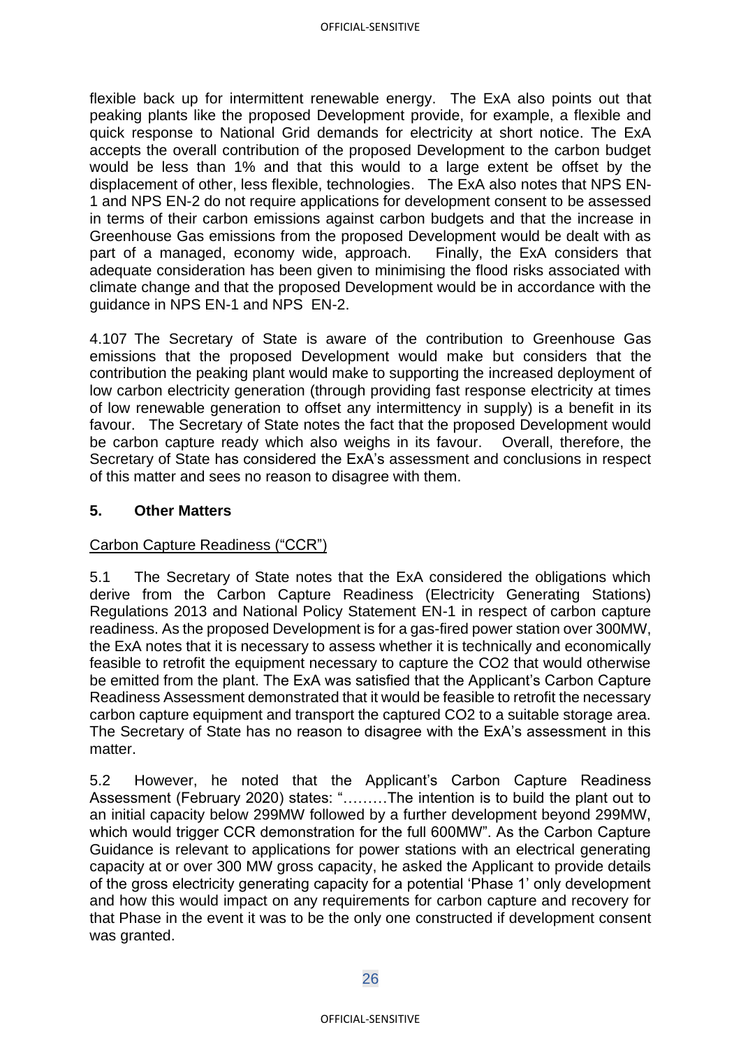flexible back up for intermittent renewable energy. The ExA also points out that peaking plants like the proposed Development provide, for example, a flexible and quick response to National Grid demands for electricity at short notice. The ExA accepts the overall contribution of the proposed Development to the carbon budget would be less than 1% and that this would to a large extent be offset by the displacement of other, less flexible, technologies. The ExA also notes that NPS EN-1 and NPS EN-2 do not require applications for development consent to be assessed in terms of their carbon emissions against carbon budgets and that the increase in Greenhouse Gas emissions from the proposed Development would be dealt with as part of a managed, economy wide, approach. Finally, the ExA considers that adequate consideration has been given to minimising the flood risks associated with climate change and that the proposed Development would be in accordance with the guidance in NPS EN-1 and NPS EN-2.

4.107 The Secretary of State is aware of the contribution to Greenhouse Gas emissions that the proposed Development would make but considers that the contribution the peaking plant would make to supporting the increased deployment of low carbon electricity generation (through providing fast response electricity at times of low renewable generation to offset any intermittency in supply) is a benefit in its favour. The Secretary of State notes the fact that the proposed Development would be carbon capture ready which also weighs in its favour. Overall, therefore, the Secretary of State has considered the ExA's assessment and conclusions in respect of this matter and sees no reason to disagree with them.

## 5. Other Matters

Carbon Capture Readiness ("CCR")

5.1 The Secretary of State notes that the ExA considered the obligations which derive from the Carbon Capture Readiness (Electricity Generating Stations) Regulations 2013 and National Policy Statement EN-1 in respect of carbon capture readiness. As the proposed Development is for a gas-fired power station over 300MW, the ExA notes that it is necessary to assess whether it is technically and economically feasible to retrofit the equipment necessary to capture the CO2 that would otherwise be emitted from the plant. The ExA was satisfied that the Applicant's Carbon Capture Readiness Assessment demonstrated that it would be feasible to retrofit the necessary carbon capture equipment and transport the captured CO2 to a suitable storage area. The Secretary of State has no reason to disagree with the ExA's assessment in this matter.

5.2 However, he noted that the Applicant's Carbon Capture Readiness Assessment (February 2020) states: "………The intention is to build the plant out to an initial capacity below 299MW followed by a further development beyond 299MW, which would trigger CCR demonstration for the full 600MW". As the Carbon Capture Guidance is relevant to applications for power stations with an electrical generating capacity at or over 300 MW gross capacity, he asked the Applicant to provide details of the gross electricity generating capacity for a potential 'Phase 1' only development and how this would impact on any requirements for carbon capture and recovery for that Phase in the event it was to be the only one constructed if development consent was granted.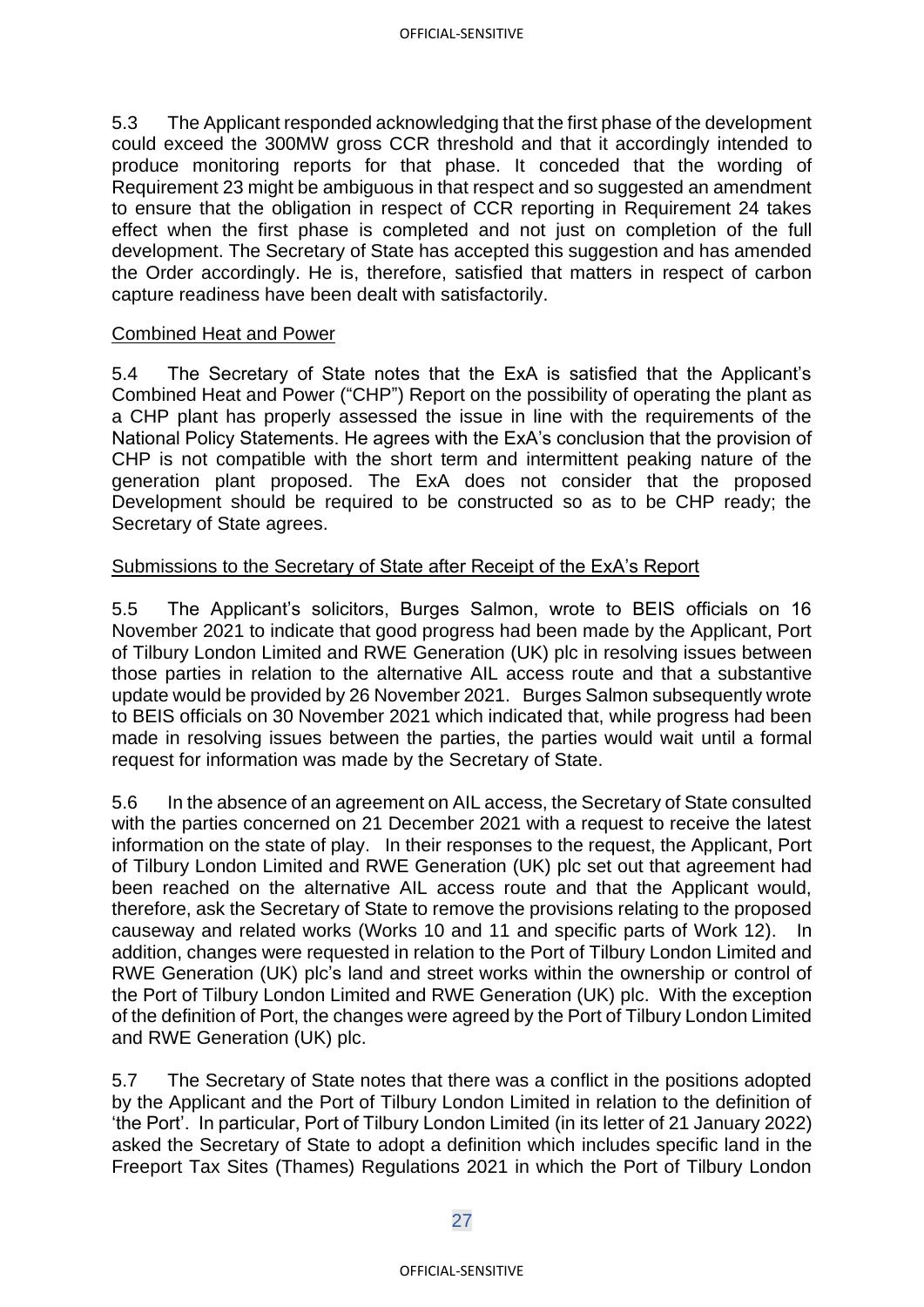5.3 The Applicant responded acknowledging that the first phase of the development could exceed the 300MW gross CCR threshold and that it accordingly intended to produce monitoring reports for that phase. It conceded that the wording of Requirement 23 might be ambiguous in that respect and so suggested an amendment to ensure that the obligation in respect of CCR reporting in Requirement 24 takes effect when the first phase is completed and not just on completion of the full development. The Secretary of State has accepted this suggestion and has amended the Order accordingly. He is, therefore, satisfied that matters in respect of carbon capture readiness have been dealt with satisfactorily.

Combined Heat and Power

5.4 The Secretary of State notes that the ExA is satisfied that the Applicant's Combined Heat and Power ("CHP") Report on the possibility of operating the plant as a CHP plant has properly assessed the issue in line with the requirements of the National Policy Statements. He agrees with the ExA's conclusion that the provision of CHP is not compatible with the short term and intermittent peaking nature of the generation plant proposed. The ExA does not consider that the proposed Development should be required to be constructed so as to be CHP ready; the Secretary of State agrees.

Submissions to the Secretary of State after Receipt of the ExA's Report

5.5 The Applicant's solicitors, Burges Salmon, wrote to BEIS officials on 16 November 2021 to indicate that good progress had been made by the Applicant, Port of Tilbury London Limited and RWE Generation (UK) plc in resolving issues between those parties in relation to the alternative AIL access route and that a substantive update would be provided by 26 November 2021. Burges Salmon subsequently wrote to BEIS officials on 30 November 2021 which indicated that, while progress had been made in resolving issues between the parties, the parties would wait until a formal request for information was made by the Secretary of State.

5.6 In the absence of an agreement on AIL access, the Secretary of State consulted with the parties concerned on 21 December 2021 with a request to receive the latest information on the state of play. In their responses to the request, the Applicant, Port of Tilbury London Limited and RWE Generation (UK) plc set out that agreement had been reached on the alternative AIL access route and that the Applicant would, therefore, ask the Secretary of State to remove the provisions relating to the proposed causeway and related works (Works 10 and 11 and specific parts of Work 12). In addition, changes were requested in relation to the Port of Tilbury London Limited and RWE Generation (UK) plc's land and street works within the ownership or control of the Port of Tilbury London Limited and RWE Generation (UK) plc. With the exception of the definition of Port, the changes were agreed by the Port of Tilbury London Limited and RWE Generation (UK) plc.

5.7 The Secretary of State notes that there was a conflict in the positions adopted by the Applicant and the Port of Tilbury London Limited in relation to the definition of 'the Port'. In particular, Port of Tilbury London Limited (in its letter of 21 January 2022) asked the Secretary of State to adopt a definition which includes specific land in the Freeport Tax Sites (Thames) Regulations 2021 in which the Port of Tilbury London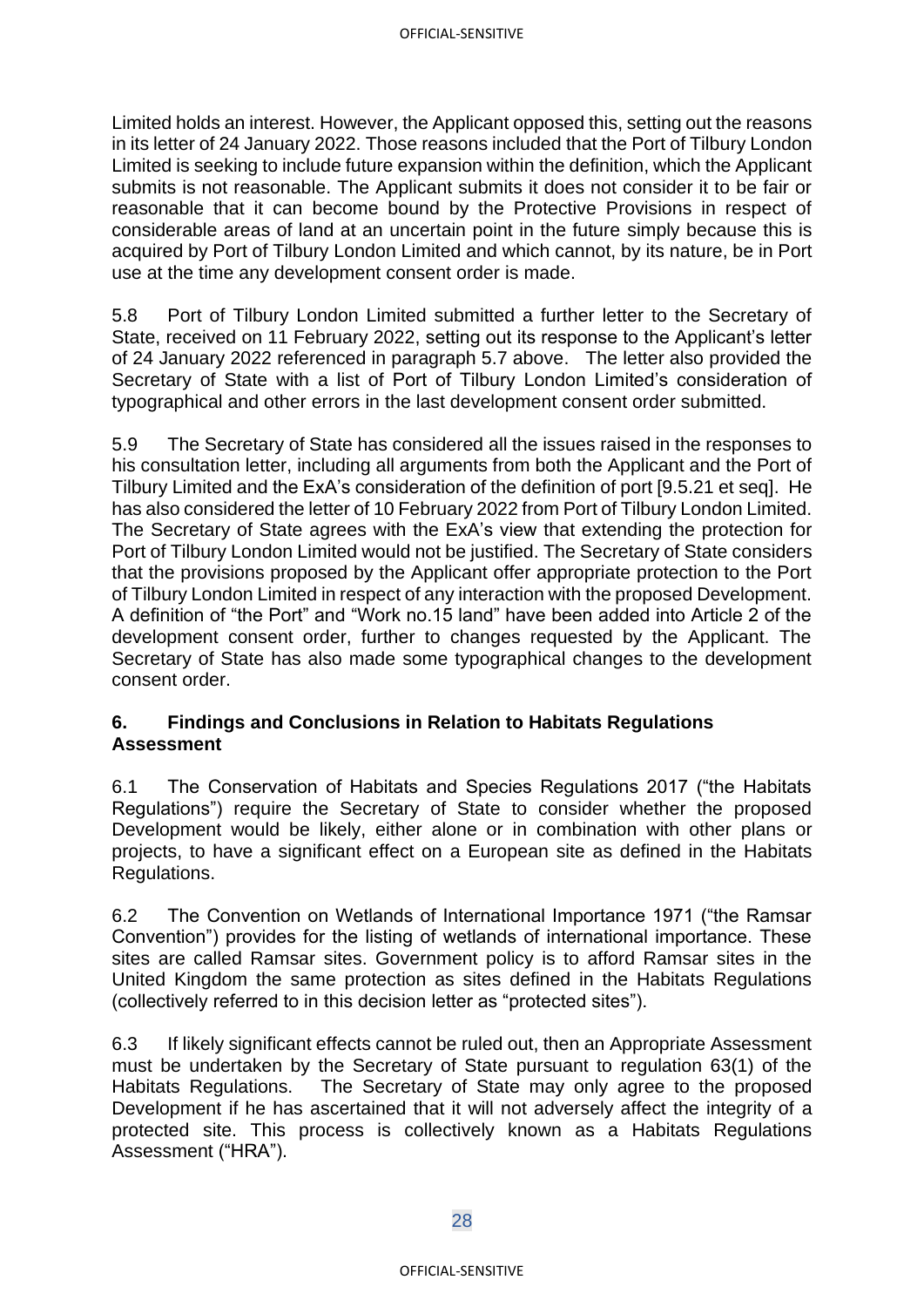Limited holds an interest. However, the Applicant opposed this, setting out the reasons in its letter of 24 January 2022. Those reasons included that the Port of Tilbury London Limited is seeking to include future expansion within the definition, which the Applicant submits is not reasonable. The Applicant submits it does not consider it to be fair or reasonable that it can become bound by the Protective Provisions in respect of considerable areas of land at an uncertain point in the future simply because this is acquired by Port of Tilbury London Limited and which cannot, by its nature, be in Port use at the time any development consent order is made.

5.8 Port of Tilbury London Limited submitted a further letter to the Secretary of State, received on 11 February 2022, setting out its response to the Applicant's letter of 24 January 2022 referenced in paragraph 5.7 above. The letter also provided the Secretary of State with a list of Port of Tilbury London Limited's consideration of typographical and other errors in the last development consent order submitted.

5.9 The Secretary of State has considered all the issues raised in the responses to his consultation letter, including all arguments from both the Applicant and the Port of Tilbury Limited and the ExA's consideration of the definition of port [9.5.21 et seq]. He has also considered the letter of 10 February 2022 from Port of Tilbury London Limited. The Secretary of State agrees with the ExA's view that extending the protection for Port of Tilbury London Limited would not be justified. The Secretary of State considers that the provisions proposed by the Applicant offer appropriate protection to the Port of Tilbury London Limited in respect of any interaction with the proposed Development. A definition of "the Port" and "Work no.15 land" have been added into Article 2 of the development consent order, further to changes requested by the Applicant. The Secretary of State has also made some typographical changes to the development consent order.

## 6. Findings and Conclusions in Relation to Habitats Regulations Assessment

6.1 The Conservation of Habitats and Species Regulations 2017 ("the Habitats Regulations") require the Secretary of State to consider whether the proposed Development would be likely, either alone or in combination with other plans or projects, to have a significant effect on a European site as defined in the Habitats Regulations.

6.2 The Convention on Wetlands of International Importance 1971 ("the Ramsar Convention") provides for the listing of wetlands of international importance. These sites are called Ramsar sites. Government policy is to afford Ramsar sites in the United Kingdom the same protection as sites defined in the Habitats Regulations (collectively referred to in this decision letter as "protected sites").

6.3 If likely significant effects cannot be ruled out, then an Appropriate Assessment must be undertaken by the Secretary of State pursuant to regulation 63(1) of the Habitats Regulations. The Secretary of State may only agree to the proposed Development if he has ascertained that it will not adversely affect the integrity of a protected site. This process is collectively known as a Habitats Regulations Assessment ("HRA").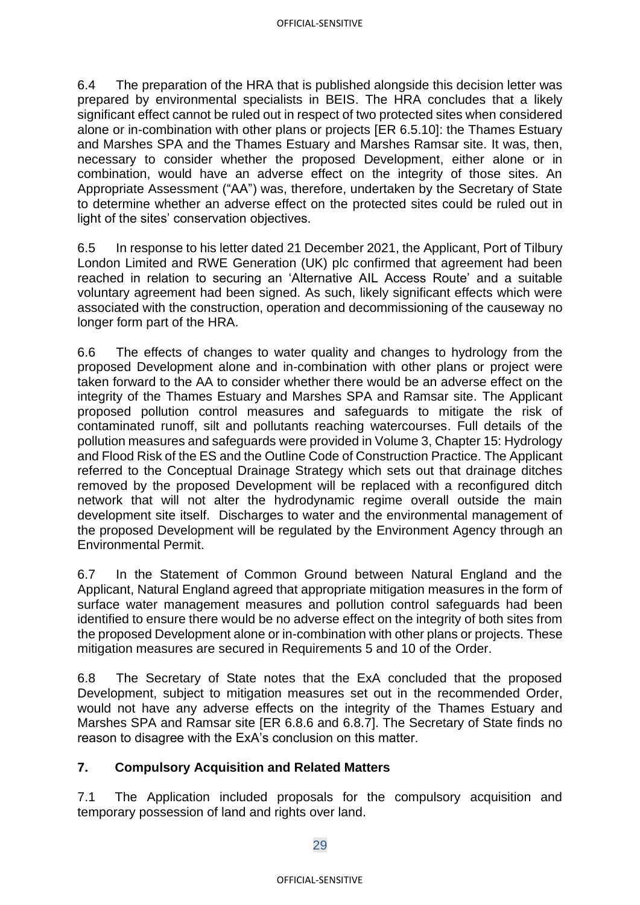6.4 The preparation of the HRA that is published alongside this decision letter was prepared by environmental specialists in BEIS. The HRA concludes that a likely significant effect cannot be ruled out in respect of two protected sites when considered alone or in-combination with other plans or projects [ER 6.5.10]: the Thames Estuary and Marshes SPA and the Thames Estuary and Marshes Ramsar site. It was, then, necessary to consider whether the proposed Development, either alone or in combination, would have an adverse effect on the integrity of those sites. An Appropriate Assessment ("AA") was, therefore, undertaken by the Secretary of State to determine whether an adverse effect on the protected sites could be ruled out in light of the sites' conservation objectives.

6.5 In response to his letter dated 21 December 2021, the Applicant, Port of Tilbury London Limited and RWE Generation (UK) plc confirmed that agreement had been reached in relation to securing an 'Alternative AIL Access Route' and a suitable voluntary agreement had been signed. As such, likely significant effects which were associated with the construction, operation and decommissioning of the causeway no longer form part of the HRA.

6.6 The effects of changes to water quality and changes to hydrology from the proposed Development alone and in-combination with other plans or project were taken forward to the AA to consider whether there would be an adverse effect on the integrity of the Thames Estuary and Marshes SPA and Ramsar site. The Applicant proposed pollution control measures and safeguards to mitigate the risk of contaminated runoff, silt and pollutants reaching watercourses. Full details of the pollution measures and safeguards were provided in Volume 3, Chapter 15: Hydrology and Flood Risk of the ES and the Outline Code of Construction Practice. The Applicant referred to the Conceptual Drainage Strategy which sets out that drainage ditches removed by the proposed Development will be replaced with a reconfigured ditch network that will not alter the hydrodynamic regime overall outside the main development site itself. Discharges to water and the environmental management of the proposed Development will be regulated by the Environment Agency through an Environmental Permit.

6.7 In the Statement of Common Ground between Natural England and the Applicant, Natural England agreed that appropriate mitigation measures in the form of surface water management measures and pollution control safeguards had been identified to ensure there would be no adverse effect on the integrity of both sites from the proposed Development alone or in-combination with other plans or projects. These mitigation measures are secured in Requirements 5 and 10 of the Order.

6.8 The Secretary of State notes that the ExA concluded that the proposed Development, subject to mitigation measures set out in the recommended Order, would not have any adverse effects on the integrity of the Thames Estuary and Marshes SPA and Ramsar site [ER 6.8.6 and 6.8.7]. The Secretary of State finds no reason to disagree with the ExA's conclusion on this matter.

## 7. Compulsory Acquisition and Related Matters

7.1 The Application included proposals for the compulsory acquisition and temporary possession of land and rights over land.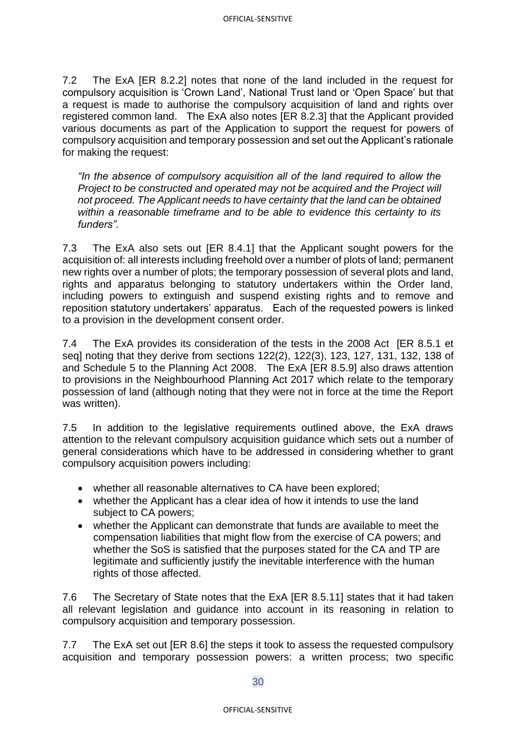7.2 The ExA [ER 8.2.2] notes that none of the land included in the request for compulsory acquisition is 'Crown Land', National Trust land or 'Open Space' but that a request is made to authorise the compulsory acquisition of land and rights over registered common land. The ExA also notes [ER 8.2.3] that the Applicant provided various documents as part of the Application to support the request for powers of compulsory acquisition and temporary possession and set out the Applicant's rationale for making the request:

*"In the absence of compulsory acquisition all of the land required to allow the Project to be constructed and operated may not be acquired and the Project will not proceed. The Applicant needs to have certainty that the land can be obtained within a reasonable timeframe and to be able to evidence this certainty to its funders".*

7.3 The ExA also sets out [ER 8.4.1] that the Applicant sought powers for the acquisition of: all interests including freehold over a number of plots of land; permanent new rights over a number of plots; the temporary possession of several plots and land, rights and apparatus belonging to statutory undertakers within the Order land, including powers to extinguish and suspend existing rights and to remove and reposition statutory undertakers' apparatus. Each of the requested powers is linked to a provision in the development consent order.

7.4 The ExA provides its consideration of the tests in the 2008 Act [ER 8.5.1 et seq] noting that they derive from sections 122(2), 122(3), 123, 127, 131, 132, 138 of and Schedule 5 to the Planning Act 2008. The ExA [ER 8.5.9] also draws attention to provisions in the Neighbourhood Planning Act 2017 which relate to the temporary possession of land (although noting that they were not in force at the time the Report was written).

7.5 In addition to the legislative requirements outlined above, the ExA draws attention to the relevant compulsory acquisition guidance which sets out a number of general considerations which have to be addressed in considering whether to grant compulsory acquisition powers including:

- whether all reasonable alternatives to CA have been explored;
- whether the Applicant has a clear idea of how it intends to use the land subject to CA powers;
- whether the Applicant can demonstrate that funds are available to meet the compensation liabilities that might flow from the exercise of CA powers; and whether the SoS is satisfied that the purposes stated for the CA and TP are legitimate and sufficiently justify the inevitable interference with the human rights of those affected.

7.6 The Secretary of State notes that the ExA [ER 8.5.11] states that it had taken all relevant legislation and guidance into account in its reasoning in relation to compulsory acquisition and temporary possession.

7.7 The ExA set out [ER 8.6] the steps it took to assess the requested compulsory acquisition and temporary possession powers: a written process; two specific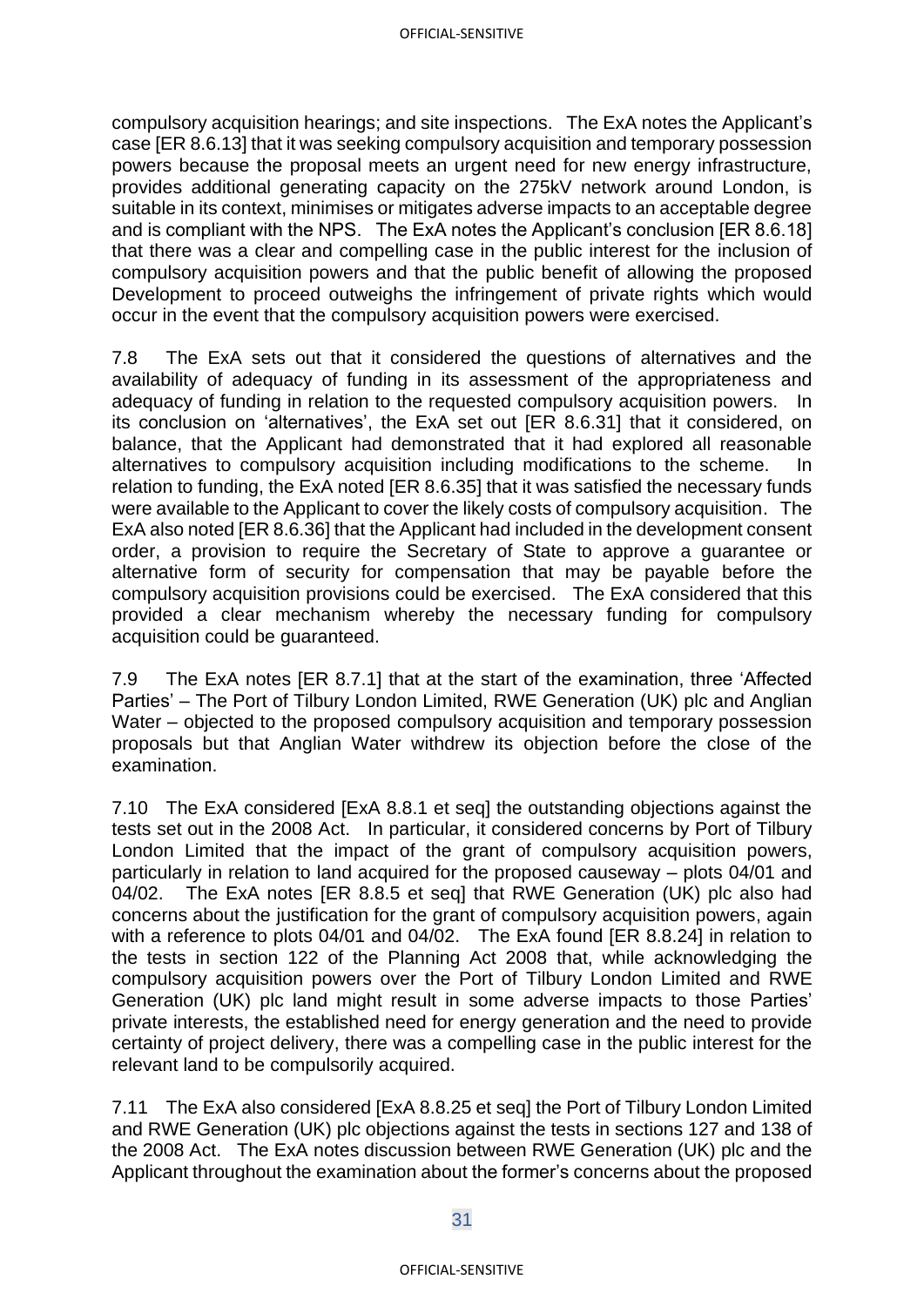compulsory acquisition hearings; and site inspections. The ExA notes the Applicant's case [ER 8.6.13] that it was seeking compulsory acquisition and temporary possession powers because the proposal meets an urgent need for new energy infrastructure, provides additional generating capacity on the 275kV network around London, is suitable in its context, minimises or mitigates adverse impacts to an acceptable degree and is compliant with the NPS. The ExA notes the Applicant's conclusion [ER 8.6.18] that there was a clear and compelling case in the public interest for the inclusion of compulsory acquisition powers and that the public benefit of allowing the proposed Development to proceed outweighs the infringement of private rights which would occur in the event that the compulsory acquisition powers were exercised.

7.8 The ExA sets out that it considered the questions of alternatives and the availability of adequacy of funding in its assessment of the appropriateness and adequacy of funding in relation to the requested compulsory acquisition powers. In its conclusion on 'alternatives', the ExA set out [ER 8.6.31] that it considered, on balance, that the Applicant had demonstrated that it had explored all reasonable alternatives to compulsory acquisition including modifications to the scheme. In relation to funding, the ExA noted [ER 8.6.35] that it was satisfied the necessary funds were available to the Applicant to cover the likely costs of compulsory acquisition. The ExA also noted [ER 8.6.36] that the Applicant had included in the development consent order, a provision to require the Secretary of State to approve a guarantee or alternative form of security for compensation that may be payable before the compulsory acquisition provisions could be exercised. The ExA considered that this provided a clear mechanism whereby the necessary funding for compulsory acquisition could be guaranteed.

7.9 The ExA notes [ER 8.7.1] that at the start of the examination, three 'Affected Parties' – The Port of Tilbury London Limited, RWE Generation (UK) plc and Anglian Water – objected to the proposed compulsory acquisition and temporary possession proposals but that Anglian Water withdrew its objection before the close of the examination.

7.10 The ExA considered [ExA 8.8.1 et seq] the outstanding objections against the tests set out in the 2008 Act. In particular, it considered concerns by Port of Tilbury London Limited that the impact of the grant of compulsory acquisition powers, particularly in relation to land acquired for the proposed causeway – plots 04/01 and 04/02. The ExA notes [ER 8.8.5 et seq] that RWE Generation (UK) plc also had concerns about the justification for the grant of compulsory acquisition powers, again with a reference to plots 04/01 and 04/02. The ExA found [ER 8.8.24] in relation to the tests in section 122 of the Planning Act 2008 that, while acknowledging the compulsory acquisition powers over the Port of Tilbury London Limited and RWE Generation (UK) plc land might result in some adverse impacts to those Parties' private interests, the established need for energy generation and the need to provide certainty of project delivery, there was a compelling case in the public interest for the relevant land to be compulsorily acquired.

7.11 The ExA also considered [ExA 8.8.25 et seq] the Port of Tilbury London Limited and RWE Generation (UK) plc objections against the tests in sections 127 and 138 of the 2008 Act. The ExA notes discussion between RWE Generation (UK) plc and the Applicant throughout the examination about the former's concerns about the proposed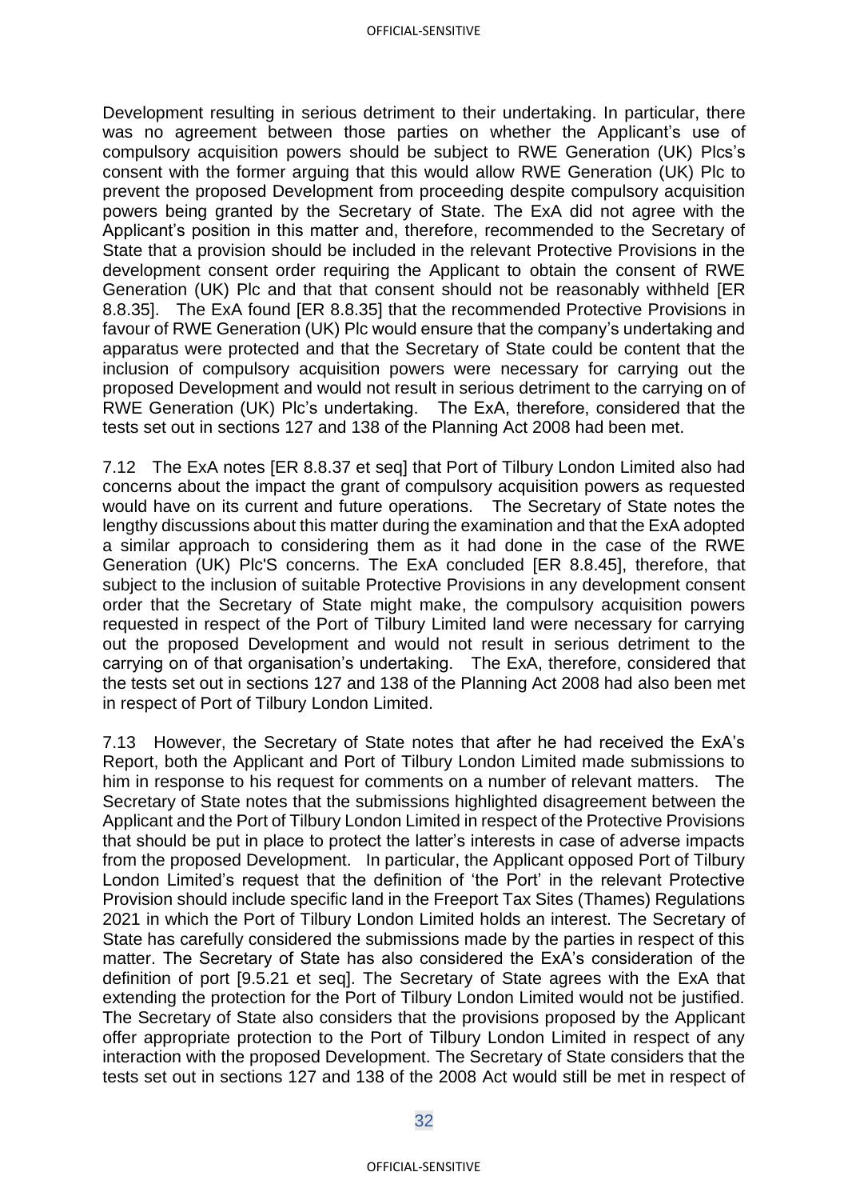Development resulting in serious detriment to their undertaking. In particular, there was no agreement between those parties on whether the Applicant's use of compulsory acquisition powers should be subject to RWE Generation (UK) Plcs's consent with the former arguing that this would allow RWE Generation (UK) Plc to prevent the proposed Development from proceeding despite compulsory acquisition powers being granted by the Secretary of State. The ExA did not agree with the Applicant's position in this matter and, therefore, recommended to the Secretary of State that a provision should be included in the relevant Protective Provisions in the development consent order requiring the Applicant to obtain the consent of RWE Generation (UK) Plc and that that consent should not be reasonably withheld [ER 8.8.35]. The ExA found [ER 8.8.35] that the recommended Protective Provisions in favour of RWE Generation (UK) Plc would ensure that the company's undertaking and apparatus were protected and that the Secretary of State could be content that the inclusion of compulsory acquisition powers were necessary for carrying out the proposed Development and would not result in serious detriment to the carrying on of RWE Generation (UK) Plc's undertaking. The ExA, therefore, considered that the tests set out in sections 127 and 138 of the Planning Act 2008 had been met.

7.12 The ExA notes [ER 8.8.37 et seq] that Port of Tilbury London Limited also had concerns about the impact the grant of compulsory acquisition powers as requested would have on its current and future operations. The Secretary of State notes the lengthy discussions about this matter during the examination and that the ExA adopted a similar approach to considering them as it had done in the case of the RWE Generation (UK) Plc'S concerns. The ExA concluded [ER 8.8.45], therefore, that subject to the inclusion of suitable Protective Provisions in any development consent order that the Secretary of State might make, the compulsory acquisition powers requested in respect of the Port of Tilbury Limited land were necessary for carrying out the proposed Development and would not result in serious detriment to the carrying on of that organisation's undertaking. The ExA, therefore, considered that the tests set out in sections 127 and 138 of the Planning Act 2008 had also been met in respect of Port of Tilbury London Limited.

7.13 However, the Secretary of State notes that after he had received the ExA's Report, both the Applicant and Port of Tilbury London Limited made submissions to him in response to his request for comments on a number of relevant matters. The Secretary of State notes that the submissions highlighted disagreement between the Applicant and the Port of Tilbury London Limited in respect of the Protective Provisions that should be put in place to protect the latter's interests in case of adverse impacts from the proposed Development. In particular, the Applicant opposed Port of Tilbury London Limited's request that the definition of 'the Port' in the relevant Protective Provision should include specific land in the Freeport Tax Sites (Thames) Regulations 2021 in which the Port of Tilbury London Limited holds an interest. The Secretary of State has carefully considered the submissions made by the parties in respect of this matter. The Secretary of State has also considered the ExA's consideration of the definition of port [9.5.21 et seq]. The Secretary of State agrees with the ExA that extending the protection for the Port of Tilbury London Limited would not be justified. The Secretary of State also considers that the provisions proposed by the Applicant offer appropriate protection to the Port of Tilbury London Limited in respect of any interaction with the proposed Development. The Secretary of State considers that the tests set out in sections 127 and 138 of the 2008 Act would still be met in respect of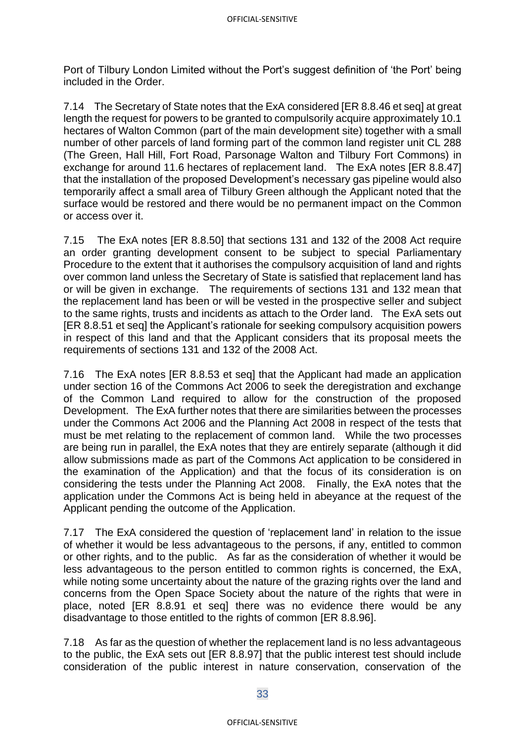Port of Tilbury London Limited without the Port's suggest definition of 'the Port' being included in the Order.

7.14 The Secretary of State notes that the ExA considered [ER 8.8.46 et seq] at great length the request for powers to be granted to compulsorily acquire approximately 10.1 hectares of Walton Common (part of the main development site) together with a small number of other parcels of land forming part of the common land register unit CL 288 (The Green, Hall Hill, Fort Road, Parsonage Walton and Tilbury Fort Commons) in exchange for around 11.6 hectares of replacement land. The ExA notes [ER 8.8.47] that the installation of the proposed Development's necessary gas pipeline would also temporarily affect a small area of Tilbury Green although the Applicant noted that the surface would be restored and there would be no permanent impact on the Common or access over it.

7.15 The ExA notes [ER 8.8.50] that sections 131 and 132 of the 2008 Act require an order granting development consent to be subject to special Parliamentary Procedure to the extent that it authorises the compulsory acquisition of land and rights over common land unless the Secretary of State is satisfied that replacement land has or will be given in exchange. The requirements of sections 131 and 132 mean that the replacement land has been or will be vested in the prospective seller and subject to the same rights, trusts and incidents as attach to the Order land. The ExA sets out [ER 8.8.51 et seq] the Applicant's rationale for seeking compulsory acquisition powers in respect of this land and that the Applicant considers that its proposal meets the requirements of sections 131 and 132 of the 2008 Act.

7.16 The ExA notes [ER 8.8.53 et seq] that the Applicant had made an application under section 16 of the Commons Act 2006 to seek the deregistration and exchange of the Common Land required to allow for the construction of the proposed Development. The ExA further notes that there are similarities between the processes under the Commons Act 2006 and the Planning Act 2008 in respect of the tests that must be met relating to the replacement of common land. While the two processes are being run in parallel, the ExA notes that they are entirely separate (although it did allow submissions made as part of the Commons Act application to be considered in the examination of the Application) and that the focus of its consideration is on considering the tests under the Planning Act 2008. Finally, the ExA notes that the application under the Commons Act is being held in abeyance at the request of the Applicant pending the outcome of the Application.

7.17 The ExA considered the question of 'replacement land' in relation to the issue of whether it would be less advantageous to the persons, if any, entitled to common or other rights, and to the public. As far as the consideration of whether it would be less advantageous to the person entitled to common rights is concerned, the ExA, while noting some uncertainty about the nature of the grazing rights over the land and concerns from the Open Space Society about the nature of the rights that were in place, noted [ER 8.8.91 et seq] there was no evidence there would be any disadvantage to those entitled to the rights of common [ER 8.8.96].

7.18 As far as the question of whether the replacement land is no less advantageous to the public, the ExA sets out [ER 8.8.97] that the public interest test should include consideration of the public interest in nature conservation, conservation of the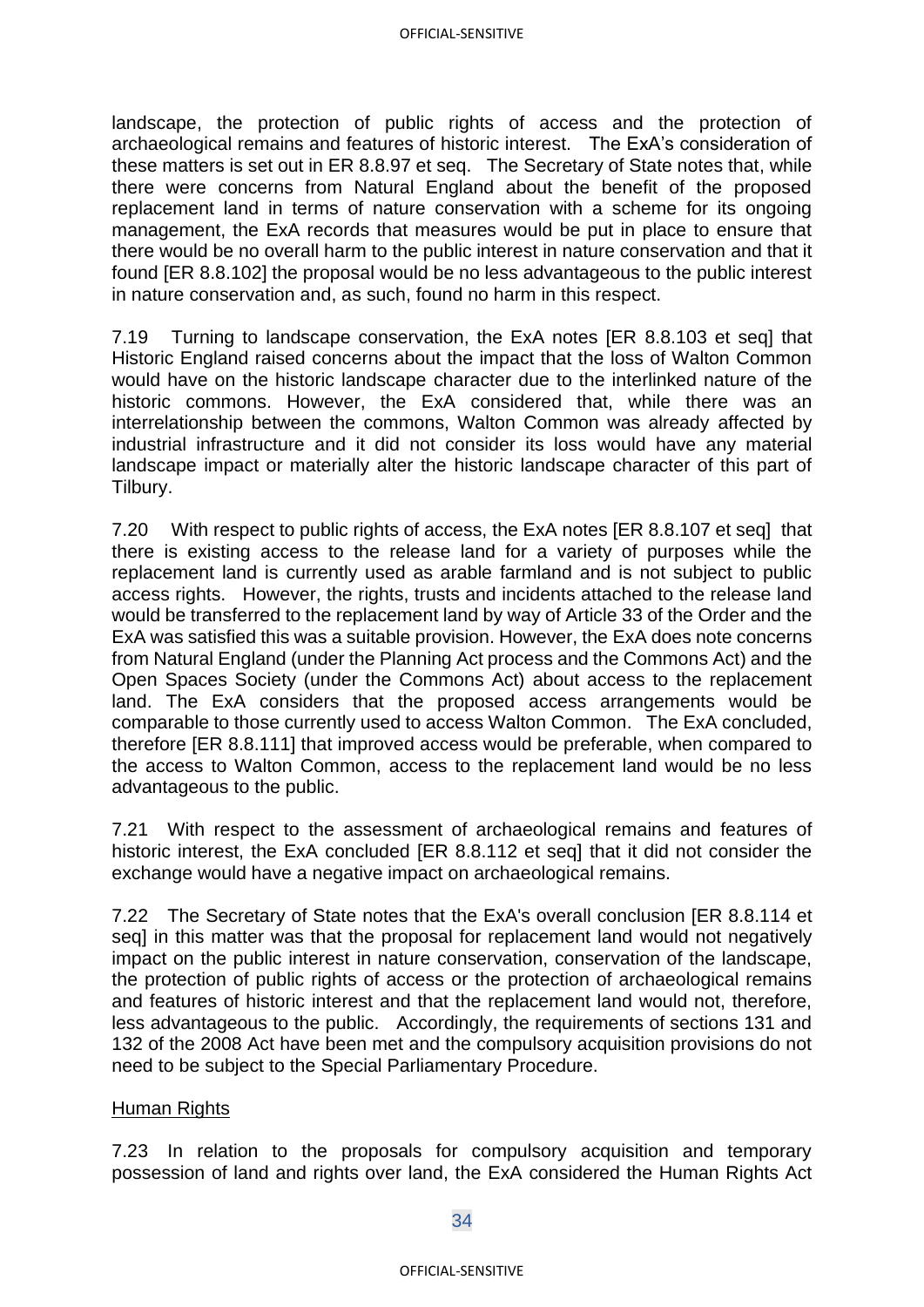landscape, the protection of public rights of access and the protection of archaeological remains and features of historic interest. The ExA's consideration of these matters is set out in ER 8.8.97 et seq. The Secretary of State notes that, while there were concerns from Natural England about the benefit of the proposed replacement land in terms of nature conservation with a scheme for its ongoing management, the ExA records that measures would be put in place to ensure that there would be no overall harm to the public interest in nature conservation and that it found [ER 8.8.102] the proposal would be no less advantageous to the public interest in nature conservation and, as such, found no harm in this respect.

7.19 Turning to landscape conservation, the ExA notes [ER 8.8.103 et seq] that Historic England raised concerns about the impact that the loss of Walton Common would have on the historic landscape character due to the interlinked nature of the historic commons. However, the ExA considered that, while there was an interrelationship between the commons, Walton Common was already affected by industrial infrastructure and it did not consider its loss would have any material landscape impact or materially alter the historic landscape character of this part of Tilbury.

7.20 With respect to public rights of access, the ExA notes [ER 8.8.107 et seq] that there is existing access to the release land for a variety of purposes while the replacement land is currently used as arable farmland and is not subject to public access rights. However, the rights, trusts and incidents attached to the release land would be transferred to the replacement land by way of Article 33 of the Order and the ExA was satisfied this was a suitable provision. However, the ExA does note concerns from Natural England (under the Planning Act process and the Commons Act) and the Open Spaces Society (under the Commons Act) about access to the replacement land. The ExA considers that the proposed access arrangements would be comparable to those currently used to access Walton Common. The ExA concluded, therefore [ER 8.8.111] that improved access would be preferable, when compared to the access to Walton Common, access to the replacement land would be no less advantageous to the public.

7.21 With respect to the assessment of archaeological remains and features of historic interest, the ExA concluded [ER 8.8.112 et seq] that it did not consider the exchange would have a negative impact on archaeological remains.

7.22 The Secretary of State notes that the ExA's overall conclusion [ER 8.8.114 et seq] in this matter was that the proposal for replacement land would not negatively impact on the public interest in nature conservation, conservation of the landscape, the protection of public rights of access or the protection of archaeological remains and features of historic interest and that the replacement land would not, therefore, less advantageous to the public. Accordingly, the requirements of sections 131 and 132 of the 2008 Act have been met and the compulsory acquisition provisions do not need to be subject to the Special Parliamentary Procedure.

## Human Rights

7.23 In relation to the proposals for compulsory acquisition and temporary possession of land and rights over land, the ExA considered the Human Rights Act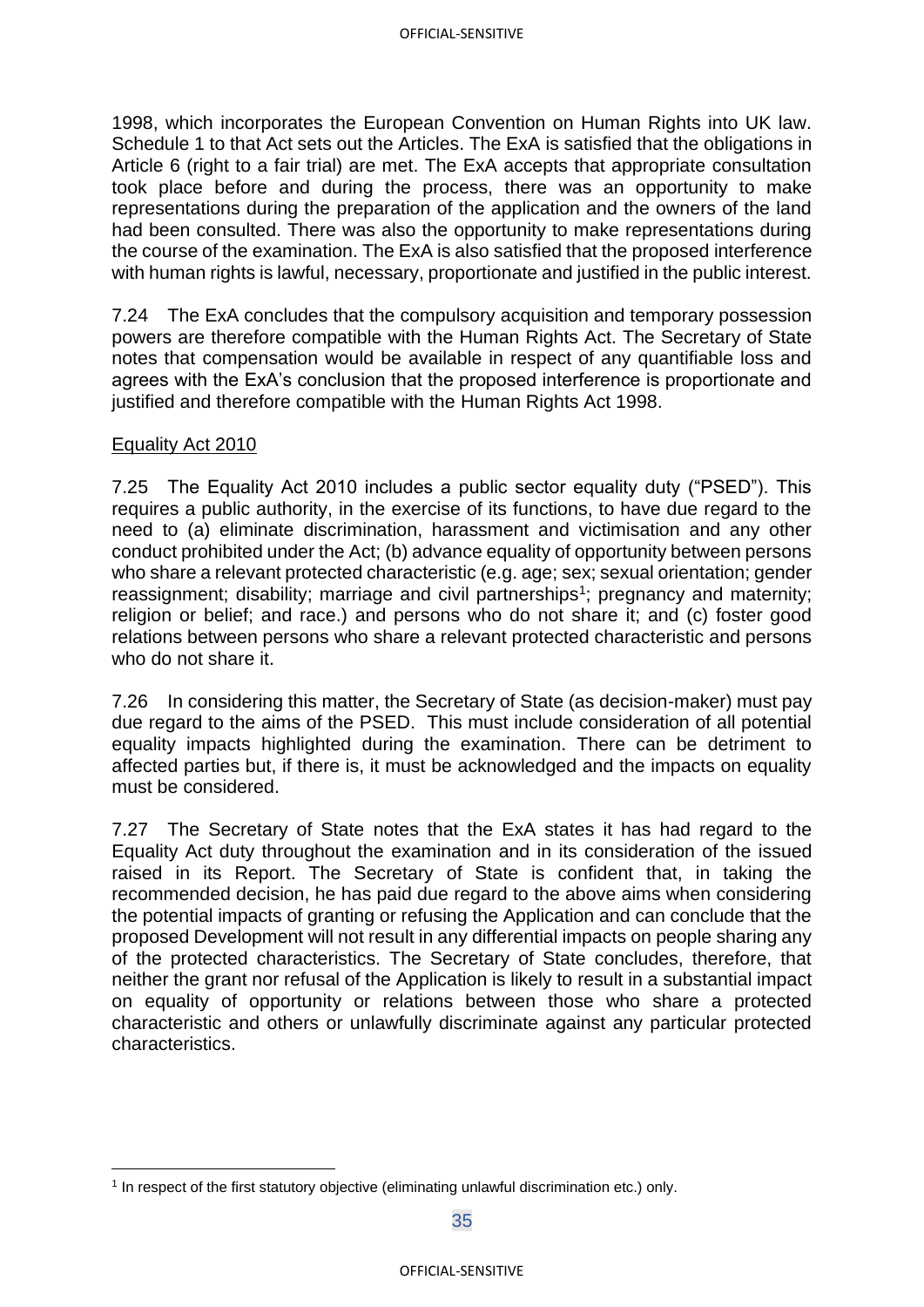1998, which incorporates the European Convention on Human Rights into UK law. Schedule 1 to that Act sets out the Articles. The ExA is satisfied that the obligations in Article 6 (right to a fair trial) are met. The ExA accepts that appropriate consultation took place before and during the process, there was an opportunity to make representations during the preparation of the application and the owners of the land had been consulted. There was also the opportunity to make representations during the course of the examination. The ExA is also satisfied that the proposed interference with human rights is lawful, necessary, proportionate and justified in the public interest.

7.24 The ExA concludes that the compulsory acquisition and temporary possession powers are therefore compatible with the Human Rights Act. The Secretary of State notes that compensation would be available in respect of any quantifiable loss and agrees with the ExA's conclusion that the proposed interference is proportionate and justified and therefore compatible with the Human Rights Act 1998.

Equality Act 2010

7.25 The Equality Act 2010 includes a public sector equality duty ("PSED"). This requires a public authority, in the exercise of its functions, to have due regard to the need to (a) eliminate discrimination, harassment and victimisation and any other conduct prohibited under the Act; (b) advance equality of opportunity between persons who share a relevant protected characteristic (e.g. age; sex; sexual orientation; gender reassignment; disability; marriage and civil partnerships[1]; pregnancy and maternity; religion or belief; and race.) and persons who do not share it; and (c) foster good relations between persons who share a relevant protected characteristic and persons who do not share it.

7.26 In considering this matter, the Secretary of State (as decision-maker) must pay due regard to the aims of the PSED. This must include consideration of all potential equality impacts highlighted during the examination. There can be detriment to affected parties but, if there is, it must be acknowledged and the impacts on equality must be considered.

7.27 The Secretary of State notes that the ExA states it has had regard to the Equality Act duty throughout the examination and in its consideration of the issued raised in its Report. The Secretary of State is confident that, in taking the recommended decision, he has paid due regard to the above aims when considering the potential impacts of granting or refusing the Application and can conclude that the proposed Development will not result in any differential impacts on people sharing any of the protected characteristics. The Secretary of State concludes, therefore, that neither the grant nor refusal of the Application is likely to result in a substantial impact on equality of opportunity or relations between those who share a protected characteristic and others or unlawfully discriminate against any particular protected characteristics.

[1] In respect of the first statutory objective (eliminating unlawful discrimination etc.) only.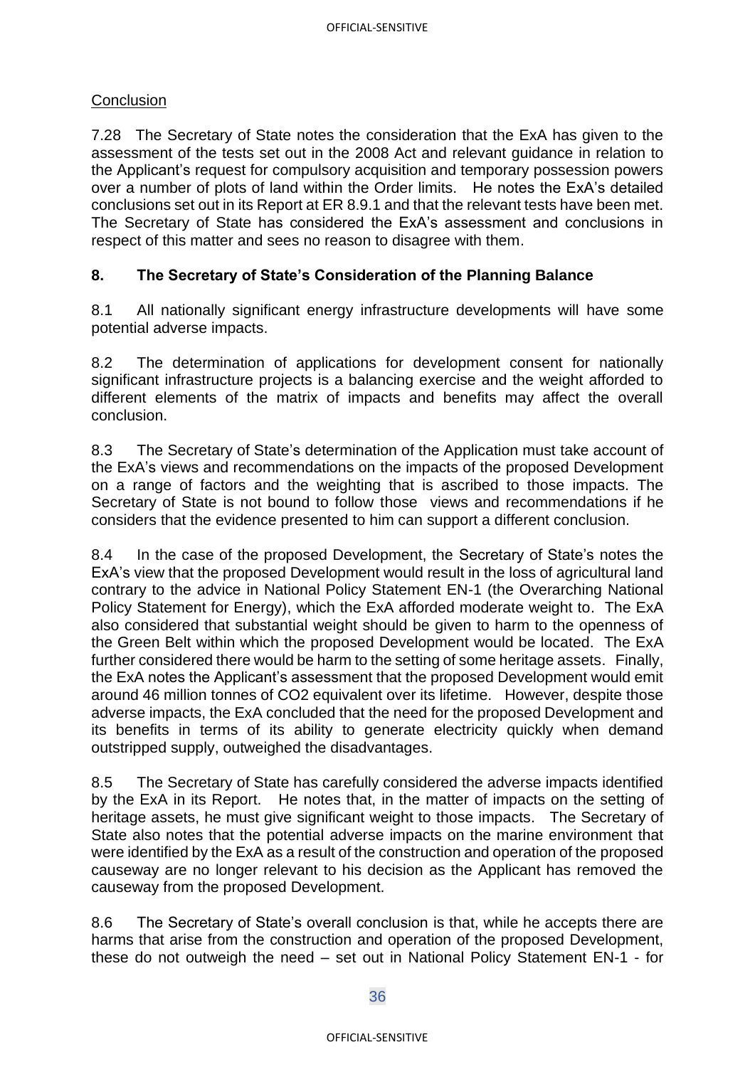Conclusion

7.28 The Secretary of State notes the consideration that the ExA has given to the assessment of the tests set out in the 2008 Act and relevant guidance in relation to the Applicant's request for compulsory acquisition and temporary possession powers over a number of plots of land within the Order limits. He notes the ExA's detailed conclusions set out in its Report at ER 8.9.1 and that the relevant tests have been met. The Secretary of State has considered the ExA's assessment and conclusions in respect of this matter and sees no reason to disagree with them.

## 8. The Secretary of State's Consideration of the Planning Balance

8.1 All nationally significant energy infrastructure developments will have some potential adverse impacts.

8.2 The determination of applications for development consent for nationally significant infrastructure projects is a balancing exercise and the weight afforded to different elements of the matrix of impacts and benefits may affect the overall conclusion.

8.3 The Secretary of State's determination of the Application must take account of the ExA's views and recommendations on the impacts of the proposed Development on a range of factors and the weighting that is ascribed to those impacts. The Secretary of State is not bound to follow those views and recommendations if he considers that the evidence presented to him can support a different conclusion.

8.4 In the case of the proposed Development, the Secretary of State's notes the ExA's view that the proposed Development would result in the loss of agricultural land contrary to the advice in National Policy Statement EN-1 (the Overarching National Policy Statement for Energy), which the ExA afforded moderate weight to. The ExA also considered that substantial weight should be given to harm to the openness of the Green Belt within which the proposed Development would be located. The ExA further considered there would be harm to the setting of some heritage assets. Finally, the ExA notes the Applicant's assessment that the proposed Development would emit around 46 million tonnes of $CO_2$ equivalent over its lifetime. However, despite those adverse impacts, the ExA concluded that the need for the proposed Development and its benefits in terms of its ability to generate electricity quickly when demand outstripped supply, outweighed the disadvantages.

8.5 The Secretary of State has carefully considered the adverse impacts identified by the ExA in its Report. He notes that, in the matter of impacts on the setting of heritage assets, he must give significant weight to those impacts. The Secretary of State also notes that the potential adverse impacts on the marine environment that were identified by the ExA as a result of the construction and operation of the proposed causeway are no longer relevant to his decision as the Applicant has removed the causeway from the proposed Development.

8.6 The Secretary of State's overall conclusion is that, while he accepts there are harms that arise from the construction and operation of the proposed Development, these do not outweigh the need – set out in National Policy Statement EN-1 - for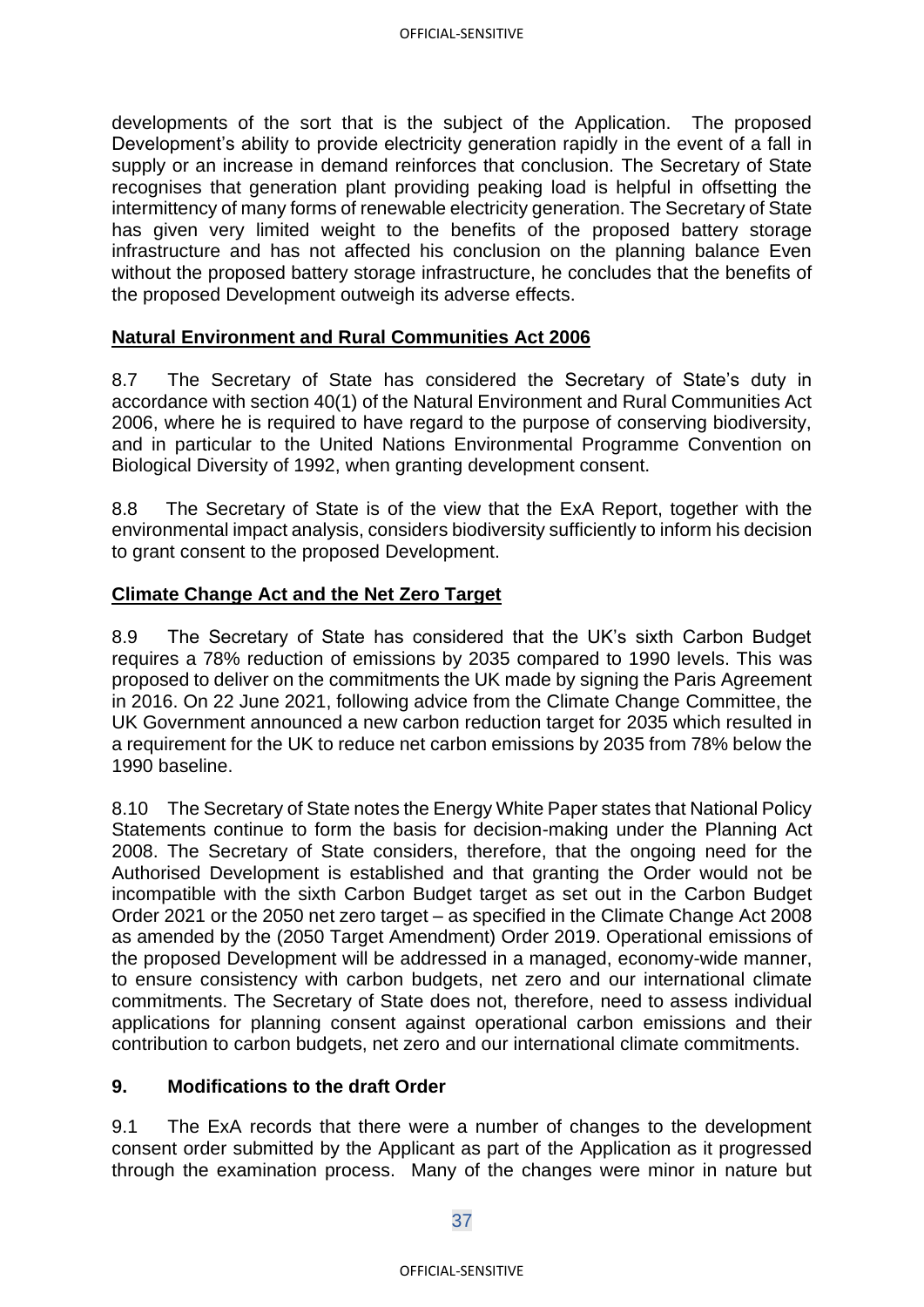developments of the sort that is the subject of the Application. The proposed Development's ability to provide electricity generation rapidly in the event of a fall in supply or an increase in demand reinforces that conclusion. The Secretary of State recognises that generation plant providing peaking load is helpful in offsetting the intermittency of many forms of renewable electricity generation. The Secretary of State has given very limited weight to the benefits of the proposed battery storage infrastructure and has not affected his conclusion on the planning balance Even without the proposed battery storage infrastructure, he concludes that the benefits of the proposed Development outweigh its adverse effects.

**Natural Environment and Rural Communities Act 2006**

8.7 The Secretary of State has considered the Secretary of State's duty in accordance with section 40(1) of the Natural Environment and Rural Communities Act 2006, where he is required to have regard to the purpose of conserving biodiversity, and in particular to the United Nations Environmental Programme Convention on Biological Diversity of 1992, when granting development consent.

8.8 The Secretary of State is of the view that the ExA Report, together with the environmental impact analysis, considers biodiversity sufficiently to inform his decision to grant consent to the proposed Development.

**Climate Change Act and the Net Zero Target**

8.9 The Secretary of State has considered that the UK's sixth Carbon Budget requires a 78% reduction of emissions by 2035 compared to 1990 levels. This was proposed to deliver on the commitments the UK made by signing the Paris Agreement in 2016. On 22 June 2021, following advice from the Climate Change Committee, the UK Government announced a new carbon reduction target for 2035 which resulted in a requirement for the UK to reduce net carbon emissions by 2035 from 78% below the 1990 baseline.

8.10 The Secretary of State notes the Energy White Paper states that National Policy Statements continue to form the basis for decision-making under the Planning Act 2008. The Secretary of State considers, therefore, that the ongoing need for the Authorised Development is established and that granting the Order would not be incompatible with the sixth Carbon Budget target as set out in the Carbon Budget Order 2021 or the 2050 net zero target – as specified in the Climate Change Act 2008 as amended by the (2050 Target Amendment) Order 2019. Operational emissions of the proposed Development will be addressed in a managed, economy-wide manner, to ensure consistency with carbon budgets, net zero and our international climate commitments. The Secretary of State does not, therefore, need to assess individual applications for planning consent against operational carbon emissions and their contribution to carbon budgets, net zero and our international climate commitments.

## 9. Modifications to the draft Order

9.1 The ExA records that there were a number of changes to the development consent order submitted by the Applicant as part of the Application as it progressed through the examination process. Many of the changes were minor in nature but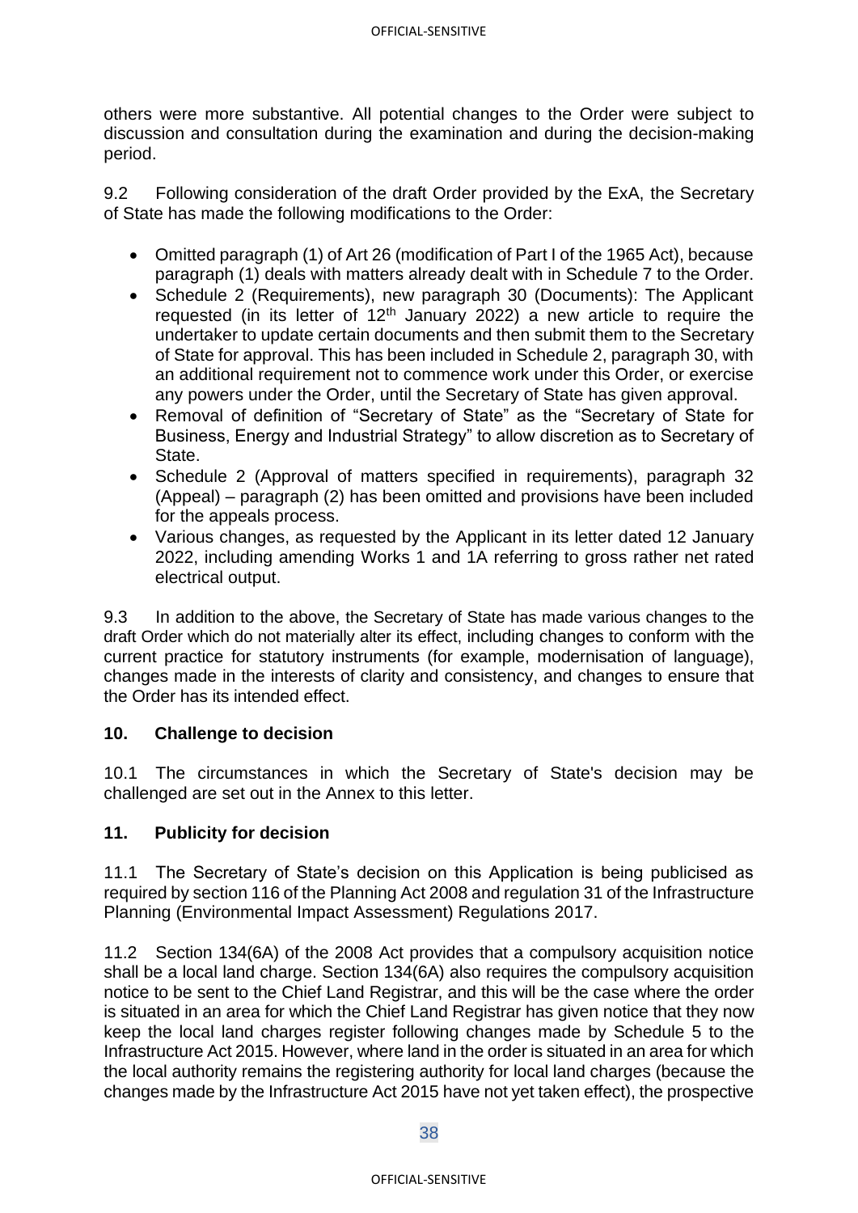others were more substantive. All potential changes to the Order were subject to discussion and consultation during the examination and during the decision-making period.

9.2 Following consideration of the draft Order provided by the ExA, the Secretary of State has made the following modifications to the Order:

- Omitted paragraph (1) of Art 26 (modification of Part I of the 1965 Act), because paragraph (1) deals with matters already dealt with in Schedule 7 to the Order.
- Schedule 2 (Requirements), new paragraph 30 (Documents): The Applicant requested (in its letter of 12th January 2022) a new article to require the undertaker to update certain documents and then submit them to the Secretary of State for approval. This has been included in Schedule 2, paragraph 30, with an additional requirement not to commence work under this Order, or exercise any powers under the Order, until the Secretary of State has given approval.
- Removal of definition of "Secretary of State" as the "Secretary of State for Business, Energy and Industrial Strategy" to allow discretion as to Secretary of State.
- Schedule 2 (Approval of matters specified in requirements), paragraph 32 (Appeal) – paragraph (2) has been omitted and provisions have been included for the appeals process.
- Various changes, as requested by the Applicant in its letter dated 12 January 2022, including amending Works 1 and 1A referring to gross rather net rated electrical output.

9.3 In addition to the above, the Secretary of State has made various changes to the draft Order which do not materially alter its effect, including changes to conform with the current practice for statutory instruments (for example, modernisation of language), changes made in the interests of clarity and consistency, and changes to ensure that the Order has its intended effect.

## 10. Challenge to decision

10.1 The circumstances in which the Secretary of State's decision may be challenged are set out in the Annex to this letter.

## 11. Publicity for decision

11.1 The Secretary of State's decision on this Application is being publicised as required by section 116 of the Planning Act 2008 and regulation 31 of the Infrastructure Planning (Environmental Impact Assessment) Regulations 2017.

11.2 Section 134(6A) of the 2008 Act provides that a compulsory acquisition notice shall be a local land charge. Section 134(6A) also requires the compulsory acquisition notice to be sent to the Chief Land Registrar, and this will be the case where the order is situated in an area for which the Chief Land Registrar has given notice that they now keep the local land charges register following changes made by Schedule 5 to the Infrastructure Act 2015. However, where land in the order is situated in an area for which the local authority remains the registering authority for local land charges (because the changes made by the Infrastructure Act 2015 have not yet taken effect), the prospective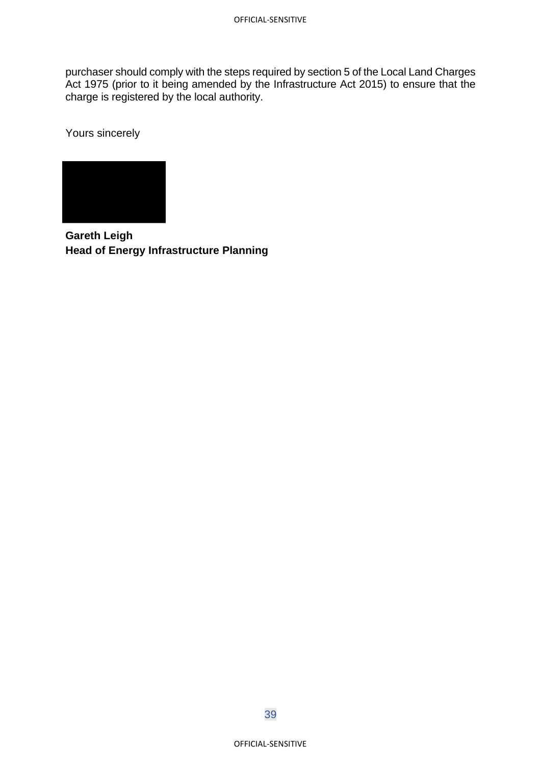purchaser should comply with the steps required by section 5 of the Local Land Charges Act 1975 (prior to it being amended by the Infrastructure Act 2015) to ensure that the charge is registered by the local authority.

Yours sincerely

**Gareth Leigh**
**Head of Energy Infrastructure Planning**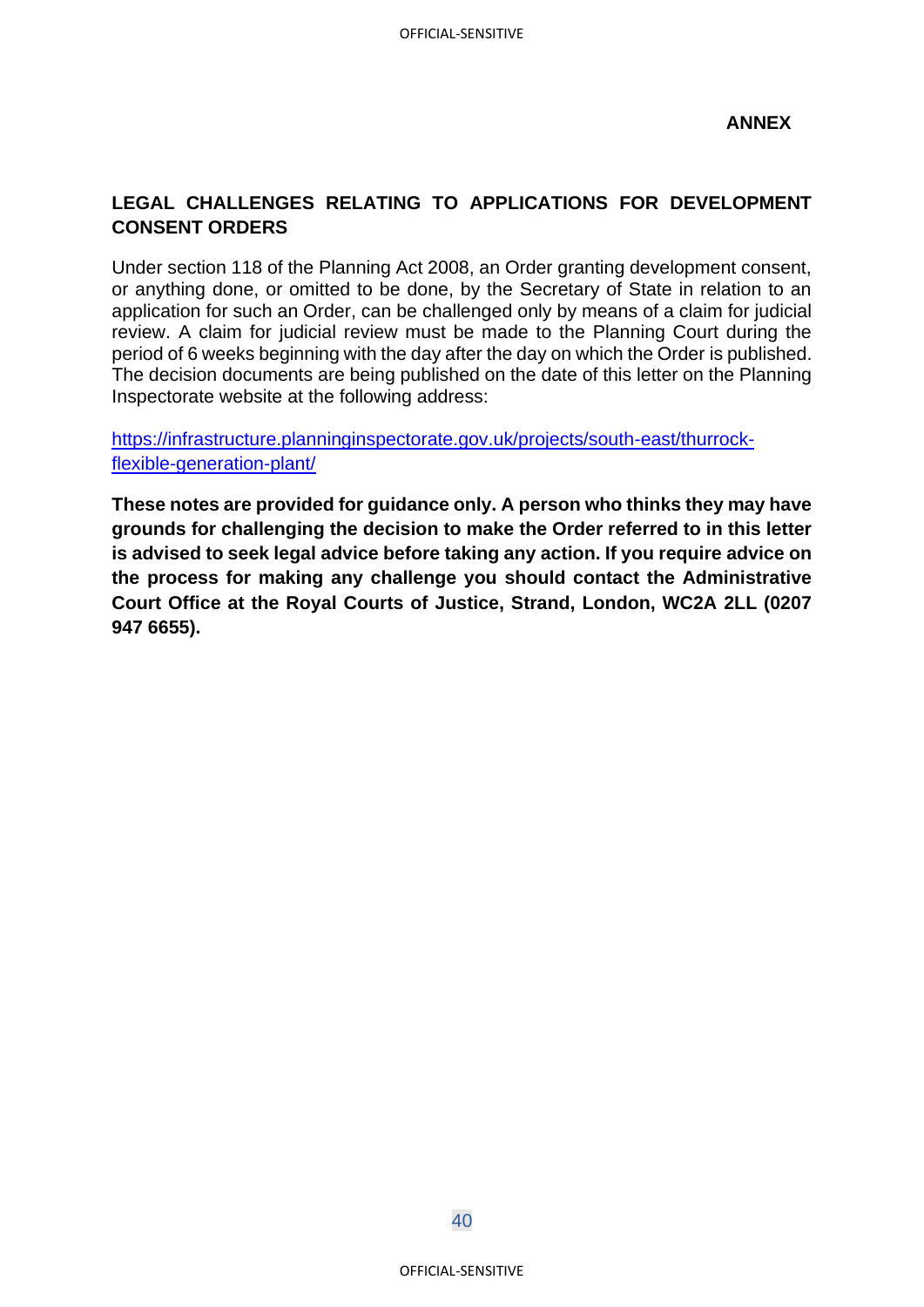**ANNEX**

## LEGAL CHALLENGES RELATING TO APPLICATIONS FOR DEVELOPMENT CONSENT ORDERS

Under section 118 of the Planning Act 2008, an Order granting development consent, or anything done, or omitted to be done, by the Secretary of State in relation to an application for such an Order, can be challenged only by means of a claim for judicial review. A claim for judicial review must be made to the Planning Court during the period of 6 weeks beginning with the day after the day on which the Order is published. The decision documents are being published on the date of this letter on the Planning Inspectorate website at the following address:

https://infrastructure.planninginspectorate.gov.uk/projects/south-east/thurrock-flexible-generation-plant/

**These notes are provided for guidance only. A person who thinks they may have grounds for challenging the decision to make the Order referred to in this letter is advised to seek legal advice before taking any action. If you require advice on the process for making any challenge you should contact the Administrative Court Office at the Royal Courts of Justice, Strand, London, WC2A 2LL (0207 947 6655).**